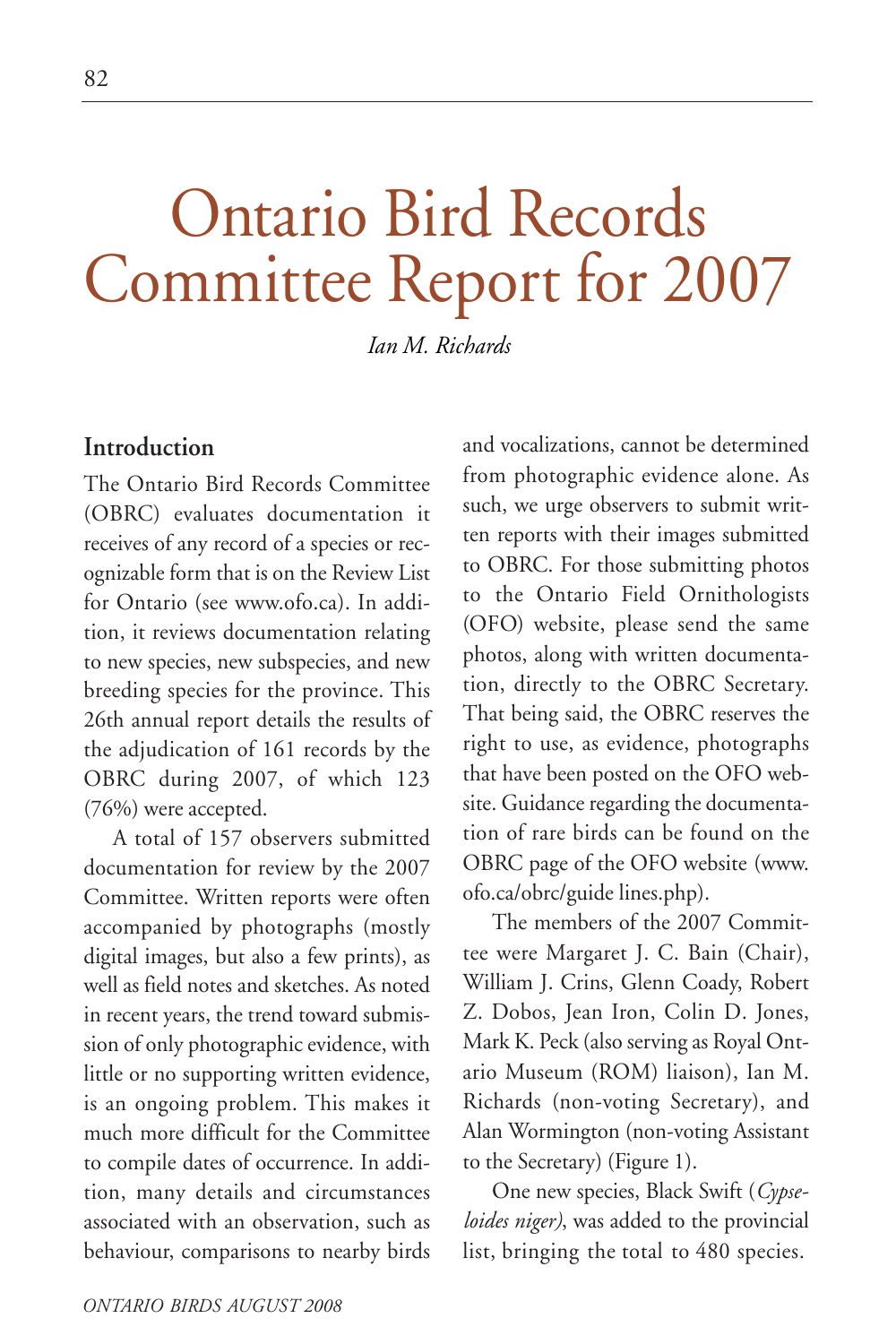# Ontario Bird Records Committee Report for 2007

*Ian M. Richards*

## Introduction

The Ontario Bird Records Committee (OBRC) evaluates documentation it receives of any record of a species or recognizable form that is on the Review List for Ontario (see www.ofo.ca). In addition, it reviews documentation relating to new species, new subspecies, and new breeding species for the province. This 26th annual report details the results of the adjudication of 161 records by the OBRC during 2007, of which 123 (76%) were accepted.

A total of 157 observers submitted documentation for review by the 2007 Committee. Written reports were often accompanied by photographs (mostly digital images, but also a few prints), as well as field notes and sketches. As noted in recent years, the trend toward submission of only photographic evidence, with little or no supporting written evidence, is an ongoing problem. This makes it much more difficult for the Committee to compile dates of occurrence. In addition, many details and circumstances associated with an observation, such as behaviour, comparisons to nearby birds and vocalizations, cannot be determined from photographic evidence alone. As such, we urge observers to submit written reports with their images submitted to OBRC. For those submitting photos to the Ontario Field Ornithologists (OFO) website, please send the same photos, along with written documentation, directly to the OBRC Secretary. That being said, the OBRC reserves the right to use, as evidence, photographs that have been posted on the OFO website. Guidance regarding the documentation of rare birds can be found on the OBRC page of the OFO website (www.ofo.ca/obrc/guide lines.php).

The members of the 2007 Committee were Margaret J. C. Bain (Chair), William J. Crins, Glenn Coady, Robert Z. Dobos, Jean Iron, Colin D. Jones, Mark K. Peck (also serving as Royal Ontario Museum (ROM) liaison), Ian M. Richards (non-voting Secretary), and Alan Wormington (non-voting Assistant to the Secretary) (Figure 1).

One new species, Black Swift (*Cypseloides niger)*, was added to the provincial list, bringing the total to 480 species.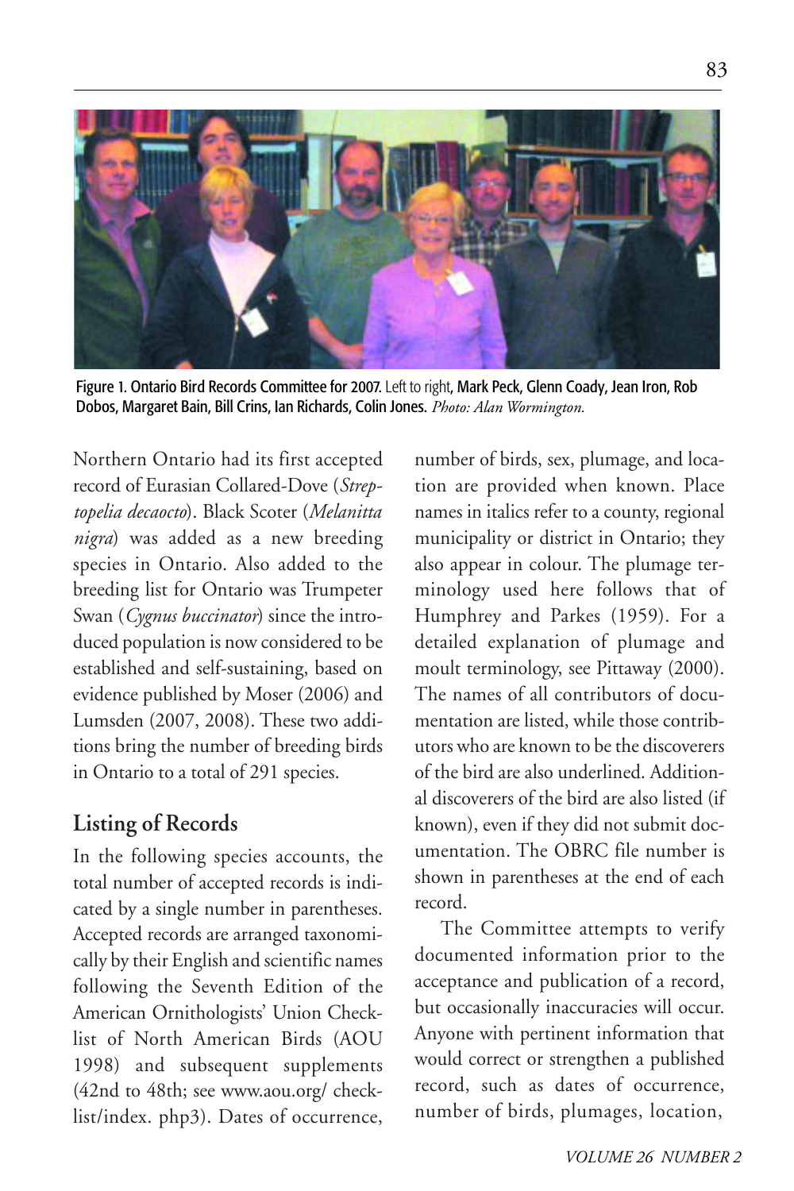Figure 1. Ontario Bird Records Committee for 2007. Left to right, Mark Peck, Glenn Coady, Jean Iron, Rob Dobos, Margaret Bain, Bill Crins, Ian Richards, Colin Jones. *Photo: Alan Wormington.*

Northern Ontario had its first accepted record of Eurasian Collared-Dove (*Streptopelia decaocto*). Black Scoter (*Melanitta nigra*) was added as a new breeding species in Ontario. Also added to the breeding list for Ontario was Trumpeter Swan (*Cygnus buccinator*) since the introduced population is now considered to be established and self-sustaining, based on evidence published by Moser (2006) and Lumsden (2007, 2008). These two additions bring the number of breeding birds in Ontario to a total of 291 species.

## Listing of Records

In the following species accounts, the total number of accepted records is indicated by a single number in parentheses. Accepted records are arranged taxonomically by their English and scientific names following the Seventh Edition of the American Ornithologists' Union Checklist of North American Birds (AOU 1998) and subsequent supplements (42nd to 48th; see www.aou.org/ checklist/index. php3). Dates of occurrence, number of birds, sex, plumage, and location are provided when known. Place names in italics refer to a county, regional municipality or district in Ontario; they also appear in colour. The plumage terminology used here follows that of Humphrey and Parkes (1959). For a detailed explanation of plumage and moult terminology, see Pittaway (2000). The names of all contributors of documentation are listed, while those contributors who are known to be the discoverers of the bird are also underlined. Additional discoverers of the bird are also listed (if known), even if they did not submit documentation. The OBRC file number is shown in parentheses at the end of each record.

The Committee attempts to verify documented information prior to the acceptance and publication of a record, but occasionally inaccuracies will occur. Anyone with pertinent information that would correct or strengthen a published record, such as dates of occurrence, number of birds, plumages, location,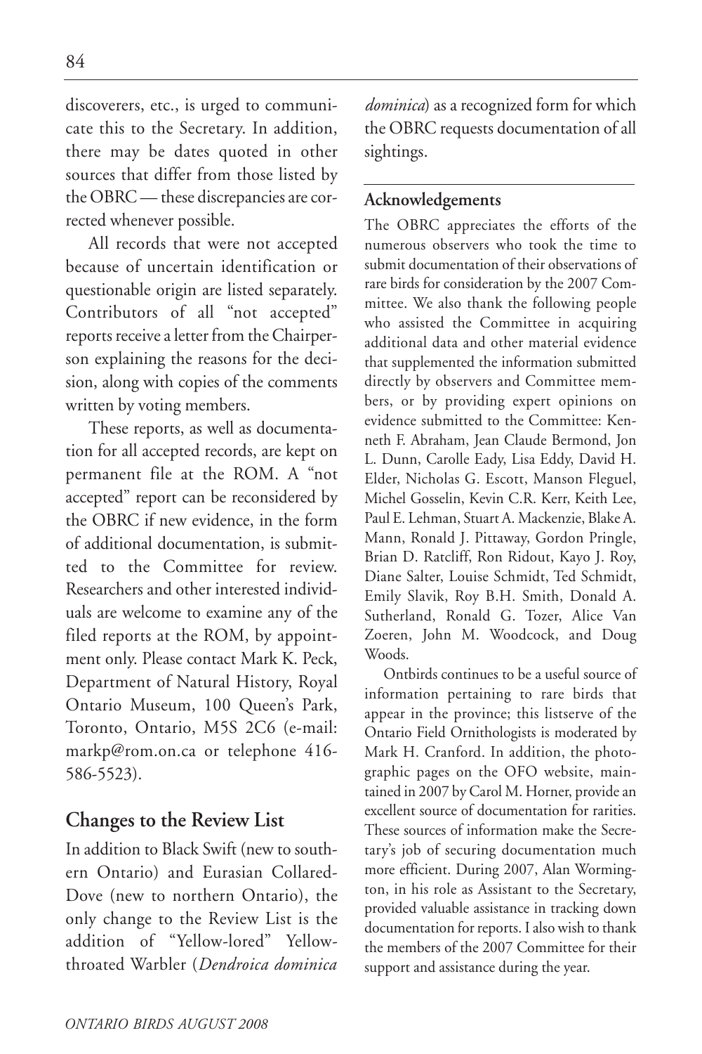discoverers, etc., is urged to communicate this to the Secretary. In addition, there may be dates quoted in other sources that differ from those listed by the OBRC — these discrepancies are corrected whenever possible.

All records that were not accepted because of uncertain identification or questionable origin are listed separately. Contributors of all "not accepted" reports receive a letter from the Chairperson explaining the reasons for the decision, along with copies of the comments written by voting members.

These reports, as well as documentation for all accepted records, are kept on permanent file at the ROM. A "not accepted" report can be reconsidered by the OBRC if new evidence, in the form of additional documentation, is submitted to the Committee for review. Researchers and other interested individuals are welcome to examine any of the filed reports at the ROM, by appointment only. Please contact Mark K. Peck, Department of Natural History, Royal Ontario Museum, 100 Queen's Park, Toronto, Ontario, M5S 2C6 (e-mail: markp@rom.on.ca or telephone 416-586-5523).

## Changes to the Review List

In addition to Black Swift (new to southern Ontario) and Eurasian Collared-Dove (new to northern Ontario), the only change to the Review List is the addition of "Yellow-lored" Yellow-throated Warbler (*Dendroica dominica dominica*) as a recognized form for which the OBRC requests documentation of all sightings.

### Acknowledgements

The OBRC appreciates the efforts of the numerous observers who took the time to submit documentation of their observations of rare birds for consideration by the 2007 Committee. We also thank the following people who assisted the Committee in acquiring additional data and other material evidence that supplemented the information submitted directly by observers and Committee members, or by providing expert opinions on evidence submitted to the Committee: Kenneth F. Abraham, Jean Claude Bermond, Jon L. Dunn, Carolle Eady, Lisa Eddy, David H. Elder, Nicholas G. Escott, Manson Fleguel, Michel Gosselin, Kevin C.R. Kerr, Keith Lee, Paul E. Lehman, Stuart A. Mackenzie, Blake A. Mann, Ronald J. Pittaway, Gordon Pringle, Brian D. Ratcliff, Ron Ridout, Kayo J. Roy, Diane Salter, Louise Schmidt, Ted Schmidt, Emily Slavik, Roy B.H. Smith, Donald A. Sutherland, Ronald G. Tozer, Alice Van Zoeren, John M. Woodcock, and Doug Woods.

Ontbirds continues to be a useful source of information pertaining to rare birds that appear in the province; this listserve of the Ontario Field Ornithologists is moderated by Mark H. Cranford. In addition, the photographic pages on the OFO website, maintained in 2007 by Carol M. Horner, provide an excellent source of documentation for rarities. These sources of information make the Secretary's job of securing documentation much more efficient. During 2007, Alan Wormington, in his role as Assistant to the Secretary, provided valuable assistance in tracking down documentation for reports. I also wish to thank the members of the 2007 Committee for their support and assistance during the year.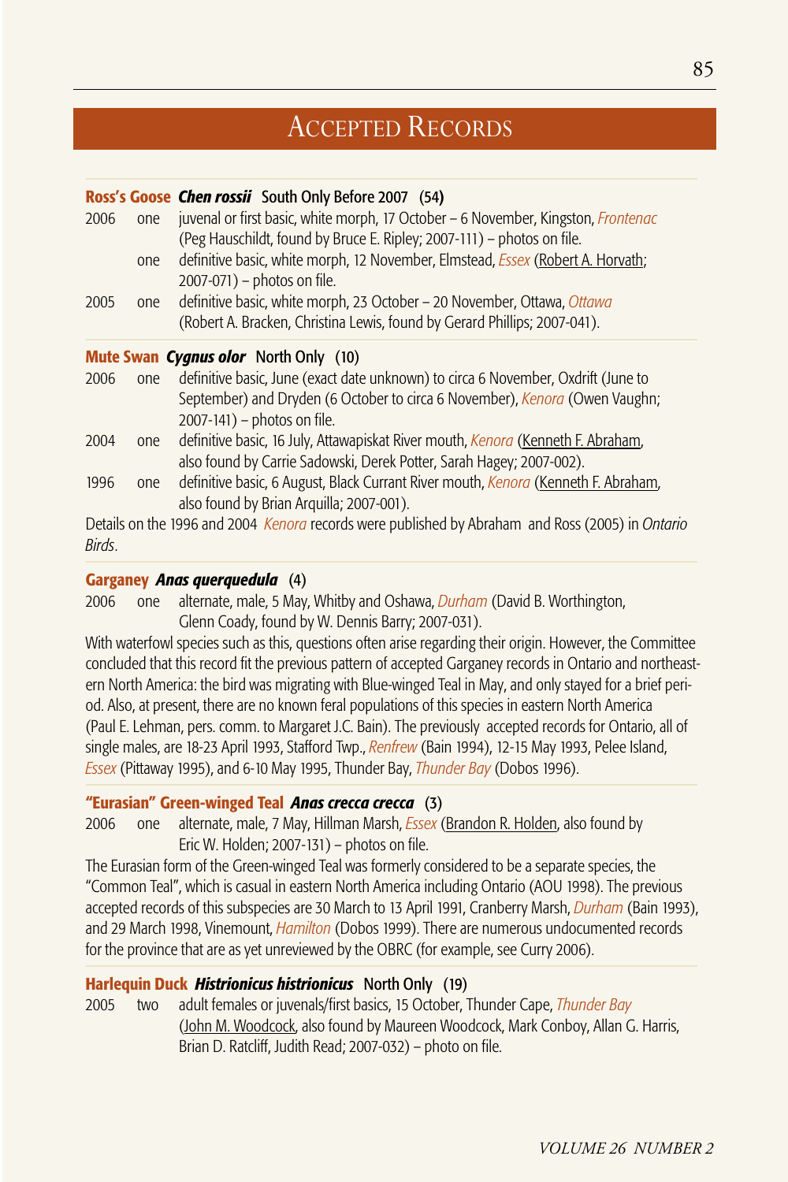## Accepted Records

**Ross's Goose *Chen rossii*** South Only Before 2007 (54)

2006 one juvenal or first basic, white morph, 17 October – 6 November, Kingston, *Frontenac* (Peg Hauschildt, found by Bruce E. Ripley; 2007-111) – photos on file.

one definitive basic, white morph, 12 November, Elmstead, *Essex* (Robert A. Horvath; 2007-071) – photos on file.

2005 one definitive basic, white morph, 23 October – 20 November, Ottawa, *Ottawa* (Robert A. Bracken, Christina Lewis, found by Gerard Phillips; 2007-041).

**Mute Swan *Cygnus olor*** North Only (10)

2006 one definitive basic, June (exact date unknown) to circa 6 November, Oxdrift (June to September) and Dryden (6 October to circa 6 November), *Kenora* (Owen Vaughn; 2007-141) – photos on file.

2004 one definitive basic, 16 July, Attawapiskat River mouth, *Kenora* (Kenneth F. Abraham, also found by Carrie Sadowski, Derek Potter, Sarah Hagey; 2007-002).

1996 one definitive basic, 6 August, Black Currant River mouth, *Kenora* (Kenneth F. Abraham, also found by Brian Arquilla; 2007-001).

Details on the 1996 and 2004 *Kenora* records were published by Abraham and Ross (2005) in *Ontario Birds*.

**Garganey *Anas querquedula*** (4)

2006 one alternate, male, 5 May, Whitby and Oshawa, *Durham* (David B. Worthington, Glenn Coady, found by W. Dennis Barry; 2007-031).

With waterfowl species such as this, questions often arise regarding their origin. However, the Committee concluded that this record fit the previous pattern of accepted Garganey records in Ontario and northeastern North America: the bird was migrating with Blue-winged Teal in May, and only stayed for a brief period. Also, at present, there are no known feral populations of this species in eastern North America (Paul E. Lehman, pers. comm. to Margaret J.C. Bain). The previously accepted records for Ontario, all of single males, are 18-23 April 1993, Stafford Twp., *Renfrew* (Bain 1994), 12-15 May 1993, Pelee Island, *Essex* (Pittaway 1995), and 6-10 May 1995, Thunder Bay, *Thunder Bay* (Dobos 1996).

**"Eurasian" Green-winged Teal *Anas crecca crecca*** (3)

2006 one alternate, male, 7 May, Hillman Marsh, *Essex* (Brandon R. Holden, also found by Eric W. Holden; 2007-131) – photos on file.

The Eurasian form of the Green-winged Teal was formerly considered to be a separate species, the "Common Teal", which is casual in eastern North America including Ontario (AOU 1998). The previous accepted records of this subspecies are 30 March to 13 April 1991, Cranberry Marsh, *Durham* (Bain 1993), and 29 March 1998, Vinemount, *Hamilton* (Dobos 1999). There are numerous undocumented records for the province that are as yet unreviewed by the OBRC (for example, see Curry 2006).

**Harlequin Duck *Histrionicus histrionicus*** North Only (19)

2005 two adult females or juvenals/first basics, 15 October, Thunder Cape, *Thunder Bay* (John M. Woodcock, also found by Maureen Woodcock, Mark Conboy, Allan G. Harris, Brian D. Ratcliff, Judith Read; 2007-032) – photo on file.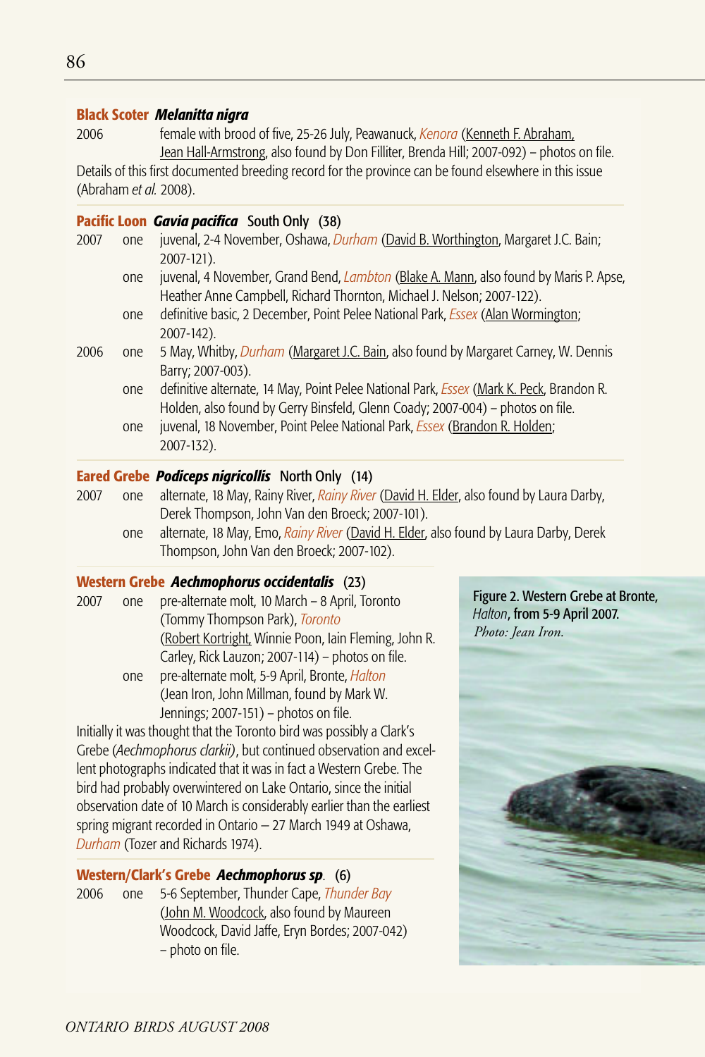### Black Scoter *Melanitta nigra*

2006 female with brood of five, 25-26 July, Peawanuck, *Kenora* (Kenneth F. Abraham, Jean Hall-Armstrong, also found by Don Filliter, Brenda Hill; 2007-092) – photos on file.

Details of this first documented breeding record for the province can be found elsewhere in this issue (Abraham *et al.* 2008).

### Pacific Loon *Gavia pacifica* South Only (38)

2007 one juvenal, 2-4 November, Oshawa, *Durham* (David B. Worthington, Margaret J.C. Bain; 2007-121).

one juvenal, 4 November, Grand Bend, *Lambton* (Blake A. Mann, also found by Maris P. Apse, Heather Anne Campbell, Richard Thornton, Michael J. Nelson; 2007-122).

one definitive basic, 2 December, Point Pelee National Park, *Essex* (Alan Wormington; 2007-142).

2006 one 5 May, Whitby, *Durham* (Margaret J.C. Bain, also found by Margaret Carney, W. Dennis Barry; 2007-003).

one definitive alternate, 14 May, Point Pelee National Park, *Essex* (Mark K. Peck, Brandon R. Holden, also found by Gerry Binsfeld, Glenn Coady; 2007-004) – photos on file.

one juvenal, 18 November, Point Pelee National Park, *Essex* (Brandon R. Holden; 2007-132).

### Eared Grebe *Podiceps nigricollis* North Only (14)

2007 one alternate, 18 May, Rainy River, *Rainy River* (David H. Elder, also found by Laura Darby, Derek Thompson, John Van den Broeck; 2007-101).

one alternate, 18 May, Emo, *Rainy River* (David H. Elder, also found by Laura Darby, Derek Thompson, John Van den Broeck; 2007-102).

### Western Grebe *Aechmophorus occidentalis* (23)

2007 one pre-alternate molt, 10 March – 8 April, Toronto (Tommy Thompson Park), *Toronto* (Robert Kortright, Winnie Poon, Iain Fleming, John R. Carley, Rick Lauzon; 2007-114) – photos on file.

one pre-alternate molt, 5-9 April, Bronte, *Halton* (Jean Iron, John Millman, found by Mark W. Jennings; 2007-151) – photos on file.

Initially it was thought that the Toronto bird was possibly a Clark's Grebe (*Aechmophorus clarkii)*, but continued observation and excellent photographs indicated that it was in fact a Western Grebe. The bird had probably overwintered on Lake Ontario, since the initial observation date of 10 March is considerably earlier than the earliest spring migrant recorded in Ontario – 27 March 1949 at Oshawa, *Durham* (Tozer and Richards 1974).

Figure 2. Western Grebe at Bronte, *Halton*, from 5-9 April 2007. *Photo: Jean Iron.*

### Western/Clark's Grebe *Aechmophorus sp*. (6)

2006 one 5-6 September, Thunder Cape, *Thunder Bay* (John M. Woodcock, also found by Maureen Woodcock, David Woodcock, David Jaffe, Eryn Bordes; 2007-042) – photo on file.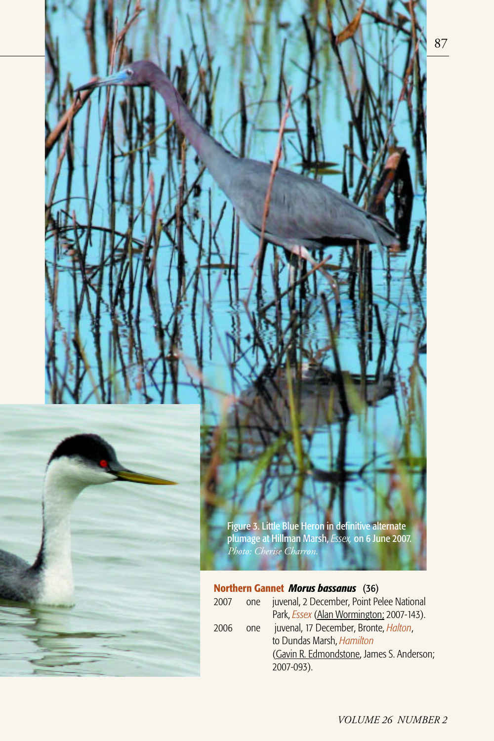Figure 3. Little Blue Heron in definitive alternate plumage at Hillman Marsh, *Essex*, on 6 June 2007. *Photo: Cherise Charron.*

**Northern Gannet** ***Morus bassanus*** **(36)**

| | | |
|---|---|---|
| 2007 | one | juvenal, 2 December, Point Pelee National Park, *Essex* (Alan Wormington; 2007-143). |
| 2006 | one | juvenal, 17 December, Bronte, *Halton*, to Dundas Marsh, *Hamilton* (Gavin R. Edmondstone, James S. Anderson; 2007-093). |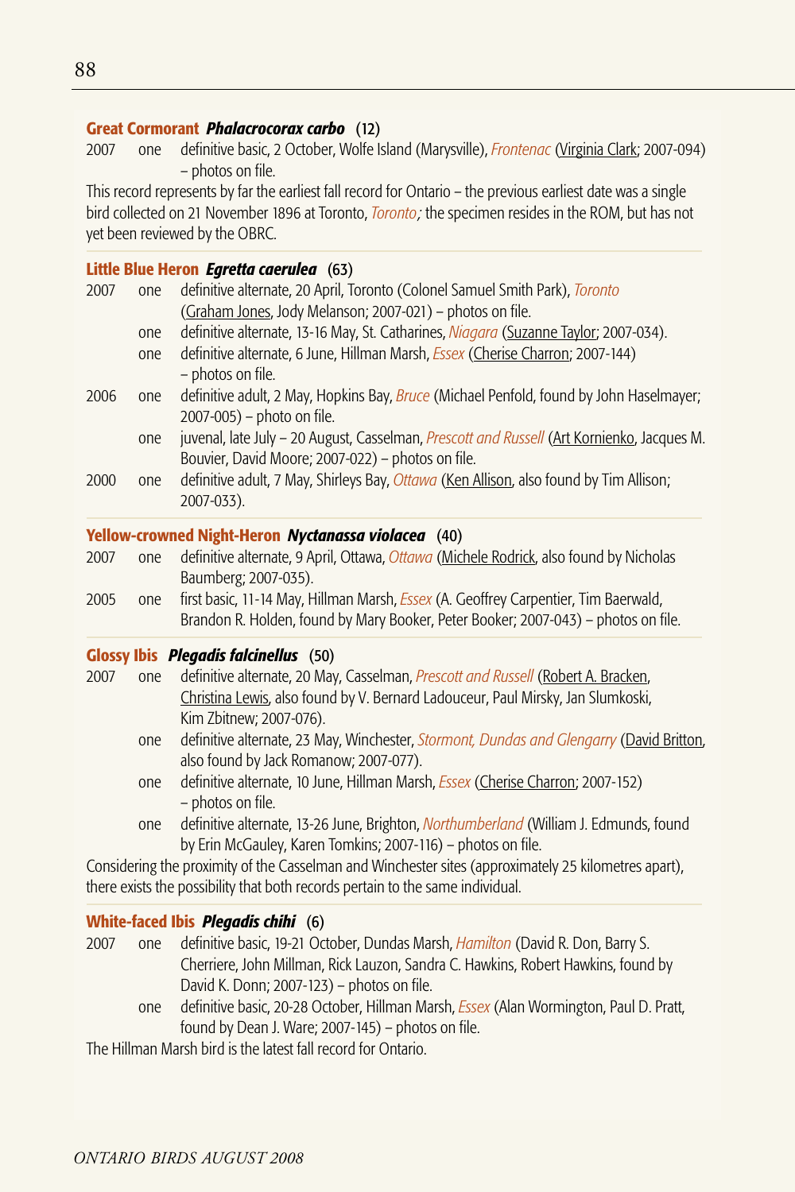**Great Cormorant** ***Phalacrocorax carbo*** **(12)**

2007 one definitive basic, 2 October, Wolfe Island (Marysville), *Frontenac* (Virginia Clark; 2007-094) – photos on file.

This record represents by far the earliest fall record for Ontario – the previous earliest date was a single bird collected on 21 November 1896 at Toronto, *Toronto*; the specimen resides in the ROM, but has not yet been reviewed by the OBRC.

**Little Blue Heron** ***Egretta caerulea*** **(63)**

2007 one definitive alternate, 20 April, Toronto (Colonel Samuel Smith Park), *Toronto* (Graham Jones, Jody Melanson; 2007-021) – photos on file.

one definitive alternate, 13-16 May, St. Catharines, *Niagara* (Suzanne Taylor; 2007-034).

one definitive alternate, 6 June, Hillman Marsh, *Essex* (Cherise Charron; 2007-144) – photos on file.

2006 one definitive adult, 2 May, Hopkins Bay, *Bruce* (Michael Penfold, found by John Haselmayer; 2007-005) – photo on file.

one juvenal, late July – 20 August, Casselman, *Prescott and Russell* (Art Kornienko, Jacques M. Bouvier, David Moore; 2007-022) – photos on file.

2000 one definitive adult, 7 May, Shirleys Bay, *Ottawa* (Ken Allison, also found by Tim Allison; 2007-033).

**Yellow-crowned Night-Heron** ***Nyctanassa violacea*** **(40)**

2007 one definitive alternate, 9 April, Ottawa, *Ottawa* (Michele Rodrick, also found by Nicholas Baumberg; 2007-035).

2005 one first basic, 11-14 May, Hillman Marsh, *Essex* (A. Geoffrey Carpentier, Tim Baerwald, Brandon R. Holden, found by Mary Booker, Peter Booker; 2007-043) – photos on file.

**Glossy Ibis** ***Plegadis falcinellus*** **(50)**

2007 one definitive alternate, 20 May, Casselman, *Prescott and Russell* (Robert A. Bracken, Christina Lewis, also found by V. Bernard Ladouceur, Paul Mirsky, Jan Slumkoski, Kim Zbitnew; 2007-076).

one definitive alternate, 23 May, Winchester, *Stormont, Dundas and Glengarry* (David Britton, also found by Jack Romanow; 2007-077).

one definitive alternate, 10 June, Hillman Marsh, *Essex* (Cherise Charron; 2007-152) – photos on file.

one definitive alternate, 13-26 June, Brighton, *Northumberland* (William J. Edmunds, found by Erin McGauley, Karen Tomkins; 2007-116) – photos on file.

Considering the proximity of the Casselman and Winchester sites (approximately 25 kilometres apart), there exists the possibility that both records pertain to the same individual.

**White-faced Ibis** ***Plegadis chihi*** **(6)**

2007 one definitive basic, 19-21 October, Dundas Marsh, *Hamilton* (David R. Don, Barry S. Cherriere, John Millman, Rick Lauzon, Sandra C. Hawkins, Robert Hawkins, found by David K. Donn; 2007-123) – photos on file.

one definitive basic, 20-28 October, Hillman Marsh, *Essex* (Alan Wormington, Paul D. Pratt, found by Dean J. Ware; 2007-145) – photos on file.

The Hillman Marsh bird is the latest fall record for Ontario.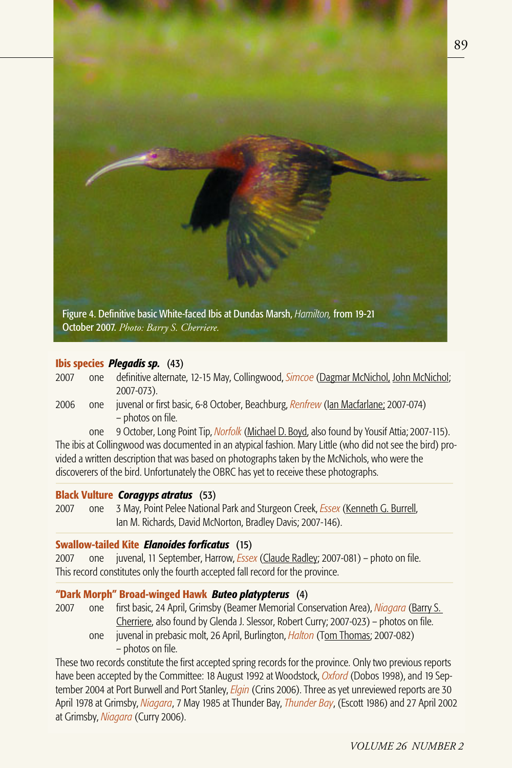Figure 4. Definitive basic White-faced Ibis at Dundas Marsh, *Hamilton,* from 19-21 October 2007. *Photo: Barry S. Cherriere.*

### Ibis species ***Plegadis sp.*** (43)

2007 one definitive alternate, 12-15 May, Collingwood, *Simcoe* (Dagmar McNichol, John McNichol; 2007-073).

2006 one juvenal or first basic, 6-8 October, Beachburg, *Renfrew* (Ian Macfarlane; 2007-074) – photos on file.

one 9 October, Long Point Tip, *Norfolk* (Michael D. Boyd, also found by Yousif Attia; 2007-115).

The ibis at Collingwood was documented in an atypical fashion. Mary Little (who did not see the bird) provided a written description that was based on photographs taken by the McNichols, who were the discoverers of the bird. Unfortunately the OBRC has yet to receive these photographs.

### Black Vulture ***Coragyps atratus*** (53)

2007 one 3 May, Point Pelee National Park and Sturgeon Creek, *Essex* (Kenneth G. Burrell, Ian M. Richards, David McNorton, Bradley Davis; 2007-146).

### Swallow-tailed Kite ***Elanoides forficatus*** (15)

2007 one juvenal, 11 September, Harrow, *Essex* (Claude Radley; 2007-081) – photo on file.

This record constitutes only the fourth accepted fall record for the province.

### "Dark Morph" Broad-winged Hawk ***Buteo platypterus*** (4)

2007 one first basic, 24 April, Grimsby (Beamer Memorial Conservation Area), *Niagara* (Barry S. Cherriere, also found by Glenda J. Slessor, Robert Curry; 2007-023) – photos on file.

one juvenal in prebasic molt, 26 April, Burlington, *Halton* (Tom Thomas; 2007-082) – photos on file.

These two records constitute the first accepted spring records for the province. Only two previous reports have been accepted by the Committee: 18 August 1992 at Woodstock, *Oxford* (Dobos 1998), and 19 September 2004 at Port Burwell and Port Stanley, *Elgin* (Crins 2006). Three as yet unreviewed reports are 30 April 1978 at Grimsby, *Niagara*, 7 May 1985 at Thunder Bay, *Thunder Bay*, (Escott 1986) and 27 April 2002 at Grimsby, *Niagara* (Curry 2006).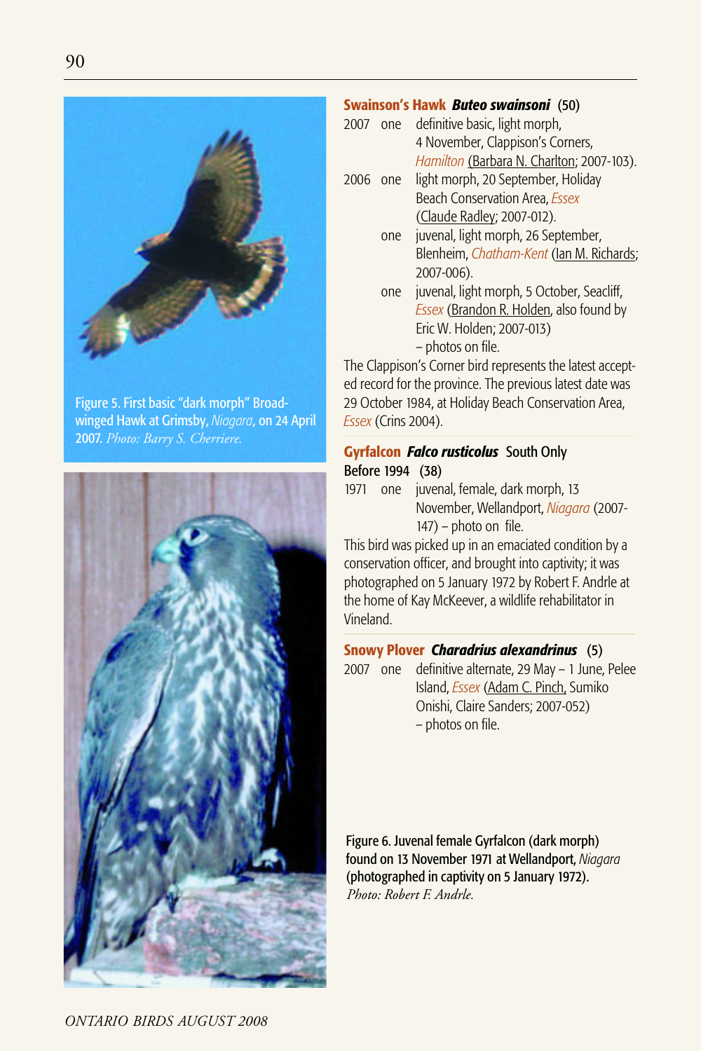Figure 5. First basic "dark morph" Broad-winged Hawk at Grimsby, *Niagara*, on 24 April 2007. *Photo: Barry S. Cherriere.*

**Swainson's Hawk *Buteo swainsoni* (50)**

2007 one definitive basic, light morph, 4 November, Clappison's Corners, *Hamilton* (Barbara N. Charlton; 2007-103).

2006 one light morph, 20 September, Holiday Beach Conservation Area, *Essex* (Claude Radley; 2007-012).

one juvenal, light morph, 26 September, Blenheim, *Chatham-Kent* (Ian M. Richards; 2007-006).

one juvenal, light morph, 5 October, Seacliff, *Essex* (Brandon R. Holden, also found by Eric W. Holden; 2007-013) – photos on file.

The Clappison's Corner bird represents the latest accepted record for the province. The previous latest date was 29 October 1984, at Holiday Beach Conservation Area, *Essex* (Crins 2004).

**Gyrfalcon *Falco rusticolus* South Only**

**Before 1994 (38)**

1971 one juvenal, female, dark morph, 13 November, Wellandport, *Niagara* (2007-147) – photo on file.

This bird was picked up in an emaciated condition by a conservation officer, and brought into captivity; it was photographed on 5 January 1972 by Robert F. Andrle at the home of Kay McKeever, a wildlife rehabilitator in Vineland.

**Snowy Plover *Charadrius alexandrinus* (5)**

2007 one definitive alternate, 29 May – 1 June, Pelee Island, *Essex* (Adam C. Pinch, Sumiko Onishi, Claire Sanders; 2007-052) – photos on file.

Figure 6. Juvenal female Gyrfalcon (dark morph) found on 13 November 1971 at Wellandport, *Niagara* (photographed in captivity on 5 January 1972). *Photo: Robert F. Andrle.*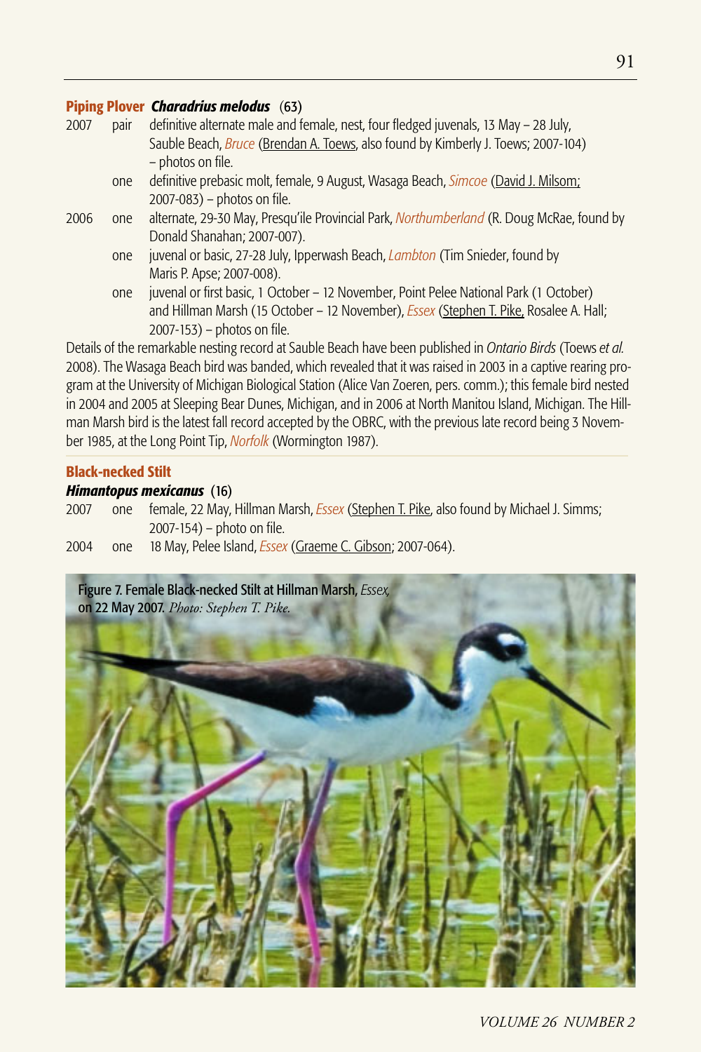**Piping Plover** ***Charadrius melodus*** **(63)**

2007 pair definitive alternate male and female, nest, four fledged juvenals, 13 May – 28 July, Sauble Beach, *Bruce* (Brendan A. Toews, also found by Kimberly J. Toews; 2007-104) – photos on file.

one definitive prebasic molt, female, 9 August, Wasaga Beach, *Simcoe* (David J. Milsom; 2007-083) – photos on file.

2006 one alternate, 29-30 May, Presqu'ile Provincial Park, *Northumberland* (R. Doug McRae, found by Donald Shanahan; 2007-007).

one juvenal or basic, 27-28 July, Ipperwash Beach, *Lambton* (Tim Snieder, found by Maris P. Apse; 2007-008).

one juvenal or first basic, 1 October – 12 November, Point Pelee National Park (1 October) and Hillman Marsh (15 October – 12 November), *Essex* (Stephen T. Pike, Rosalee A. Hall; 2007-153) – photos on file.

Details of the remarkable nesting record at Sauble Beach have been published in *Ontario Birds* (Toews *et al.* 2008). The Wasaga Beach bird was banded, which revealed that it was raised in 2003 in a captive rearing program at the University of Michigan Biological Station (Alice Van Zoeren, pers. comm.); this female bird nested in 2004 and 2005 at Sleeping Bear Dunes, Michigan, and in 2006 at North Manitou Island, Michigan. The Hillman Marsh bird is the latest fall record accepted by the OBRC, with the previous late record being 3 November 1985, at the Long Point Tip, *Norfolk* (Wormington 1987).

**Black-necked Stilt**
***Himantopus mexicanus*** **(16)**

2007 one female, 22 May, Hillman Marsh, *Essex* (Stephen T. Pike, also found by Michael J. Simms; 2007-154) – photo on file.

2004 one 18 May, Pelee Island, *Essex* (Graeme C. Gibson; 2007-064).

Figure 7. Female Black-necked Stilt at Hillman Marsh, *Essex*, on 22 May 2007. *Photo: Stephen T. Pike.*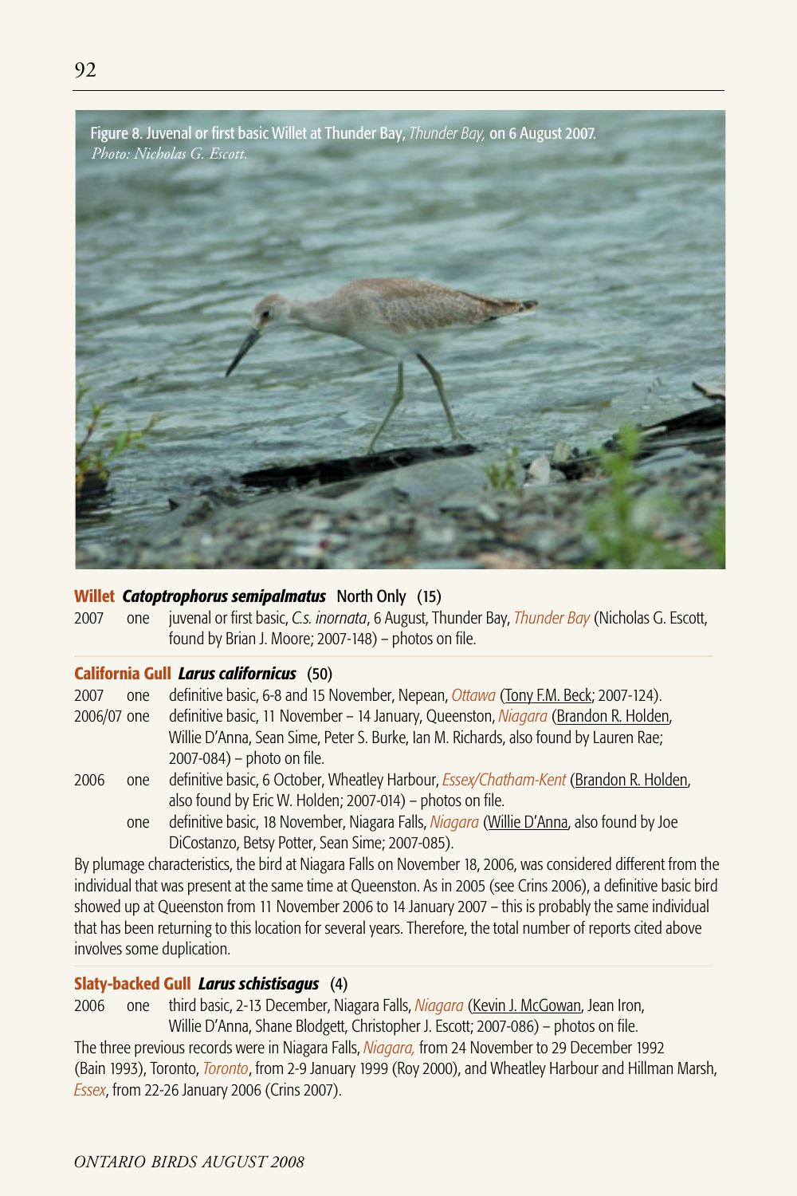Figure 8. Juvenal or first basic Willet at Thunder Bay, *Thunder Bay,* on 6 August 2007.
*Photo: Nicholas G. Escott.*

**Willet** ***Catoptrophorus semipalmatus*** North Only (15)

2007 one juvenal or first basic, *C.s. inornata*, 6 August, Thunder Bay, *Thunder Bay* (Nicholas G. Escott, found by Brian J. Moore; 2007-148) – photos on file.

**California Gull** ***Larus californicus*** (50)

2007 one definitive basic, 6-8 and 15 November, Nepean, *Ottawa* (Tony F.M. Beck; 2007-124).

2006/07 one definitive basic, 11 November – 14 January, Queenston, *Niagara* (Brandon R. Holden, Willie D'Anna, Sean Sime, Peter S. Burke, Ian M. Richards, also found by Lauren Rae; 2007-084) – photo on file.

2006 one definitive basic, 6 October, Wheatley Harbour, *Essex/Chatham-Kent* (Brandon R. Holden, also found by Eric W. Holden; 2007-014) – photos on file.

one definitive basic, 18 November, Niagara Falls, *Niagara* (Willie D'Anna, also found by Joe DiCostanzo, Betsy Potter, Sean Sime; 2007-085).

By plumage characteristics, the bird at Niagara Falls on November 18, 2006, was considered different from the individual that was present at the same time at Queenston. As in 2005 (see Crins 2006), a definitive basic bird showed up at Queenston from 11 November 2006 to 14 January 2007 – this is probably the same individual that has been returning to this location for several years. Therefore, the total number of reports cited above involves some duplication.

**Slaty-backed Gull** ***Larus schistisagus*** (4)

2006 one third basic, 2-13 December, Niagara Falls, *Niagara* (Kevin J. McGowan, Jean Iron, Willie D'Anna, Shane Blodgett, Christopher J. Escott; 2007-086) – photos on file.

The three previous records were in Niagara Falls, *Niagara,* from 24 November to 29 December 1992 (Bain 1993), Toronto, *Toronto*, from 2-9 January 1999 (Roy 2000), and Wheatley Harbour and Hillman Marsh, *Essex*, from 22-26 January 2006 (Crins 2007).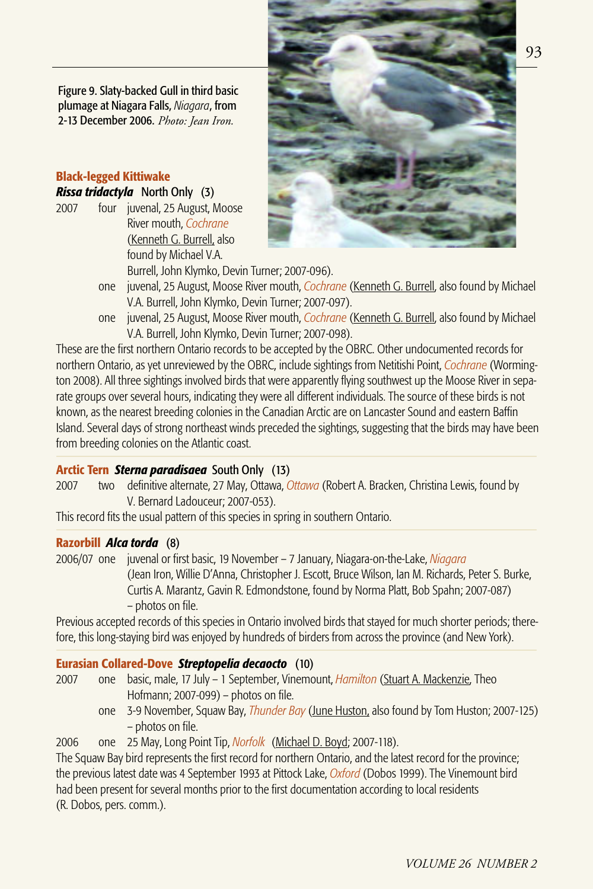Figure 9. Slaty-backed Gull in third basic plumage at Niagara Falls, *Niagara*, from 2-13 December 2006. *Photo: Jean Iron.*

### Black-legged Kittiwake

***Rissa tridactyla*** North Only (3)

2007 four juvenal, 25 August, Moose River mouth, *Cochrane* (Kenneth G. Burrell, also found by Michael V.A. Burrell, John Klymko, Devin Turner; 2007-096).

one juvenal, 25 August, Moose River mouth, *Cochrane* (Kenneth G. Burrell, also found by Michael V.A. Burrell, John Klymko, Devin Turner; 2007-097).

one juvenal, 25 August, Moose River mouth, *Cochrane* (Kenneth G. Burrell, also found by Michael V.A. Burrell, John Klymko, Devin Turner; 2007-098).

These are the first northern Ontario records to be accepted by the OBRC. Other undocumented records for northern Ontario, as yet unreviewed by the OBRC, include sightings from Netitishi Point, *Cochrane* (Wormington 2008). All three sightings involved birds that were apparently flying southwest up the Moose River in separate groups over several hours, indicating they were all different individuals. The source of these birds is not known, as the nearest breeding colonies in the Canadian Arctic are on Lancaster Sound and eastern Baffin Island. Several days of strong northeast winds preceded the sightings, suggesting that the birds may have been from breeding colonies on the Atlantic coast.

### Arctic Tern ***Sterna paradisaea*** South Only (13)

2007 two definitive alternate, 27 May, Ottawa, *Ottawa* (Robert A. Bracken, Christina Lewis, found by V. Bernard Ladouceur; 2007-053).

This record fits the usual pattern of this species in spring in southern Ontario.

### Razorbill ***Alca torda*** (8)

2006/07 one juvenal or first basic, 19 November – 7 January, Niagara-on-the-Lake, *Niagara* (Jean Iron, Willie D'Anna, Christopher J. Escott, Bruce Wilson, Ian M. Richards, Peter S. Burke, Curtis A. Marantz, Gavin R. Edmondstone, found by Norma Platt, Bob Spahn; 2007-087) – photos on file.

Previous accepted records of this species in Ontario involved birds that stayed for much shorter periods; therefore, this long-staying bird was enjoyed by hundreds of birders from across the province (and New York).

### Eurasian Collared-Dove ***Streptopelia decaocto*** (10)

2007 one basic, male, 17 July – 1 September, Vinemount, *Hamilton* (Stuart A. Mackenzie, Theo Hofmann; 2007-099) – photos on file.

one 3-9 November, Squaw Bay, *Thunder Bay* (June Huston, also found by Tom Huston; 2007-125) – photos on file.

2006 one 25 May, Long Point Tip, *Norfolk* (Michael D. Boyd; 2007-118).

The Squaw Bay bird represents the first record for northern Ontario, and the latest record for the province; the previous latest date was 4 September 1993 at Pittock Lake, *Oxford* (Dobos 1999). The Vinemount bird had been present for several months prior to the first documentation according to local residents (R. Dobos, pers. comm.).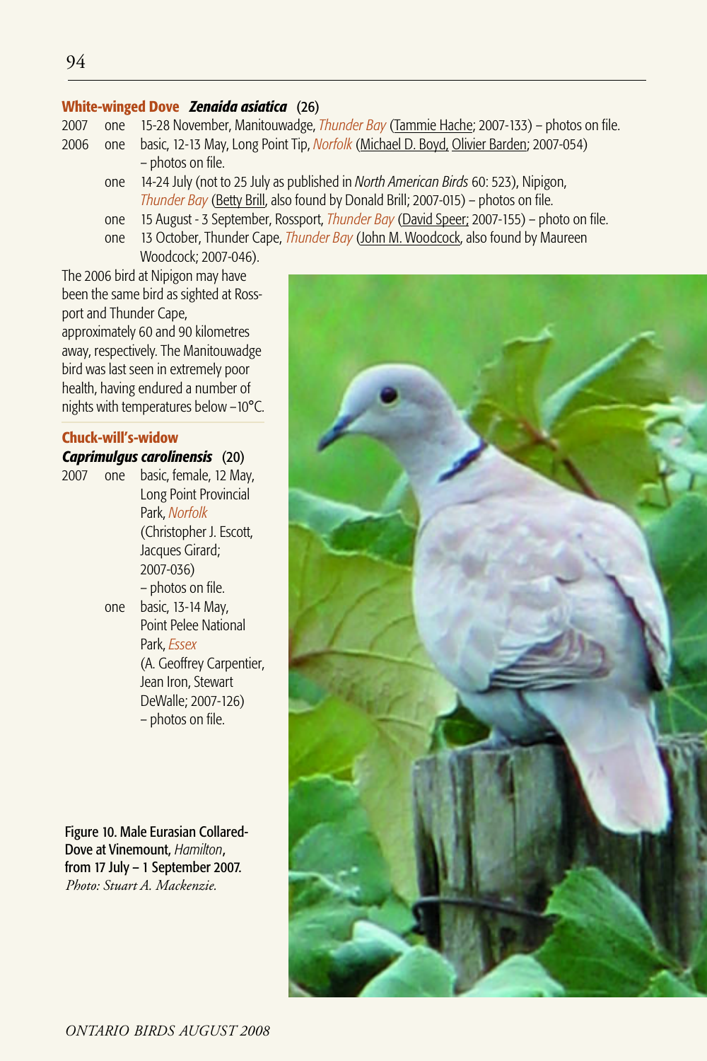**White-winged Dove** ***Zenaida asiatica*** **(26)**

2007 one 15-28 November, Manitouwadge, *Thunder Bay* (Tammie Hache; 2007-133) – photos on file.

2006 one basic, 12-13 May, Long Point Tip, *Norfolk* (Michael D. Boyd, Olivier Barden; 2007-054) – photos on file.

one 14-24 July (not to 25 July as published in *North American Birds* 60: 523), Nipigon, *Thunder Bay* (Betty Brill, also found by Donald Brill; 2007-015) – photos on file.

one 15 August - 3 September, Rossport, *Thunder Bay* (David Speer; 2007-155) – photo on file.

one 13 October, Thunder Cape, *Thunder Bay* (John M. Woodcock, also found by Maureen Woodcock; 2007-046).

The 2006 bird at Nipigon may have been the same bird as sighted at Rossport and Thunder Cape, approximately 60 and 90 kilometres away, respectively. The Manitouwadge bird was last seen in extremely poor health, having endured a number of nights with temperatures below –10°C.

**Chuck-will's-widow** ***Caprimulgus carolinensis*** **(20)**

2007 one basic, female, 12 May, Long Point Provincial Park, *Norfolk* (Christopher J. Escott, Jacques Girard; 2007-036) – photos on file.

one basic, 13-14 May, Point Pelee National Park, *Essex* (A. Geoffrey Carpentier, Jean Iron, Stewart DeWalle; 2007-126) – photos on file.

Figure 10. Male Eurasian Collared-Dove at Vinemount, *Hamilton*, from 17 July – 1 September 2007. *Photo: Stuart A. Mackenzie.*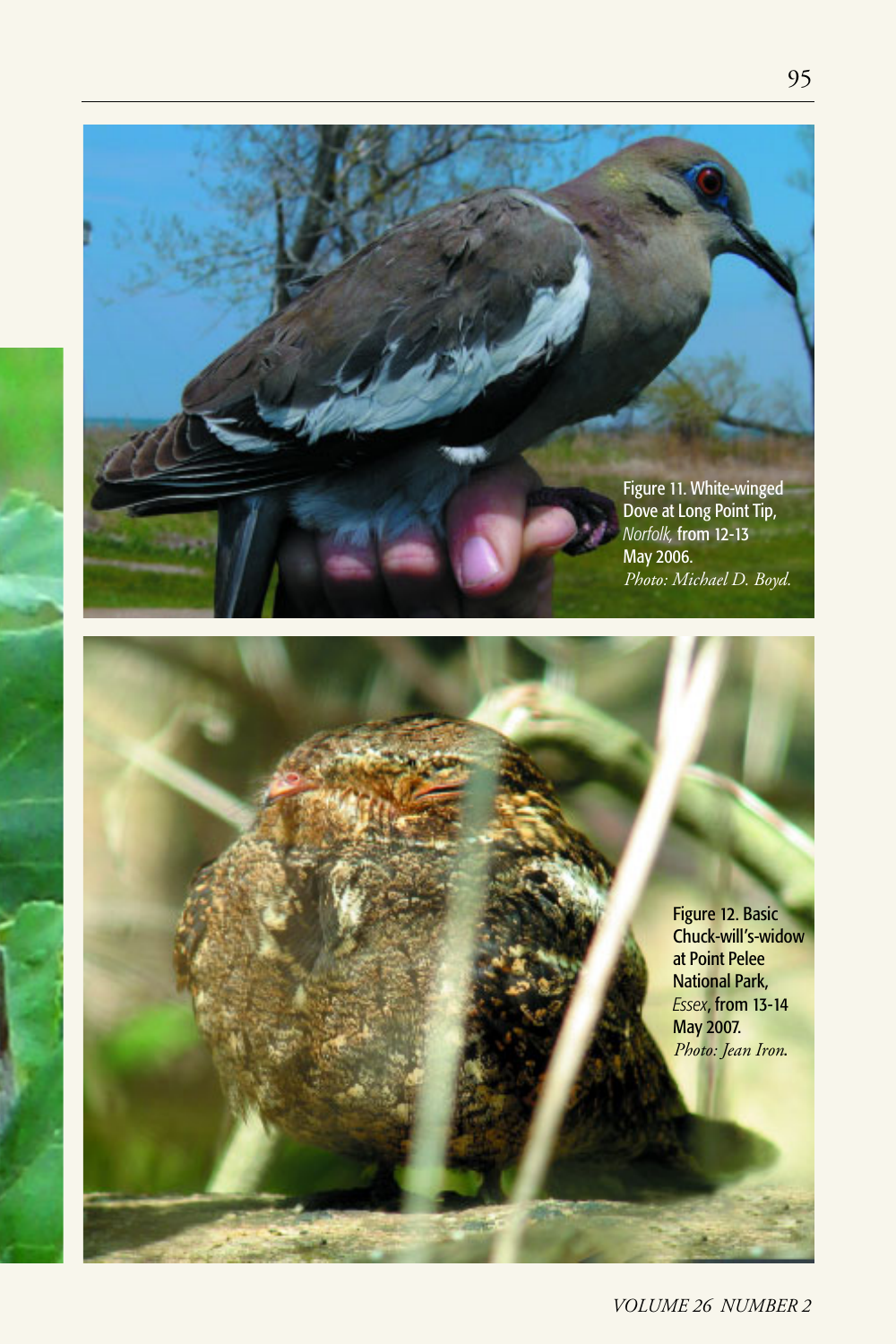Figure 11. White-winged Dove at Long Point Tip, *Norfolk,* from 12-13 May 2006. *Photo: Michael D. Boyd.*

Figure 12. Basic Chuck-will's-widow at Point Pelee National Park, *Essex*, from 13-14 May 2007. *Photo: Jean Iron.*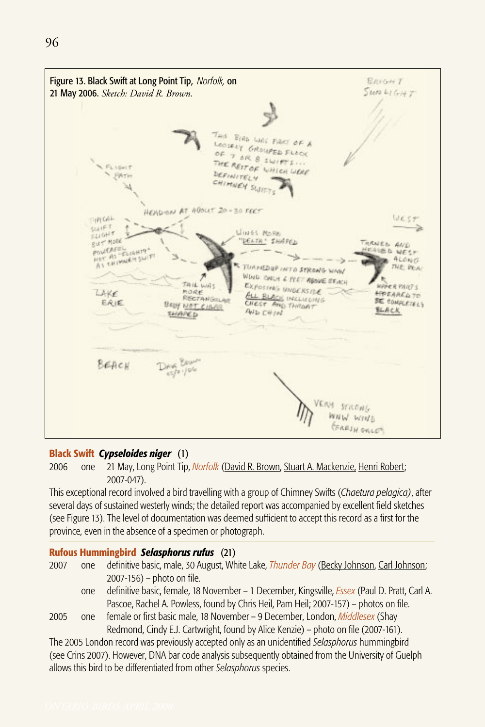Figure 13. Black Swift at Long Point Tip, *Norfolk,* on 21 May 2006. *Sketch: David R. Brown.*

**Black Swift** ***Cypseloides niger*** **(1)**

2006 one 21 May, Long Point Tip, *Norfolk* (David R. Brown, Stuart A. Mackenzie, Henri Robert; 2007-047).

This exceptional record involved a bird travelling with a group of Chimney Swifts (*Chaetura pelagica)*, after several days of sustained westerly winds; the detailed report was accompanied by excellent field sketches (see Figure 13). The level of documentation was deemed sufficient to accept this record as a first for the province, even in the absence of a specimen or photograph.

**Rufous Hummingbird** ***Selasphorus rufus*** **(21)**

2007 one definitive basic, male, 30 August, White Lake, *Thunder Bay* (Becky Johnson, Carl Johnson; 2007-156) – photo on file.

one definitive basic, female, 18 November – 1 December, Kingsville, *Essex* (Paul D. Pratt, Carl A. Pascoe, Rachel A. Powless, found by Chris Heil, Pam Heil; 2007-157) – photos on file.

2005 one female or first basic male, 18 November – 9 December, London, *Middlesex* (Shay Redmond, Cindy E.J. Cartwright, found by Alice Kenzie) – photo on file (2007-161).

The 2005 London record was previously accepted only as an unidentified *Selasphorus* hummingbird (see Crins 2007). However, DNA bar code analysis subsequently obtained from the University of Guelph allows this bird to be differentiated from other *Selasphorus* species.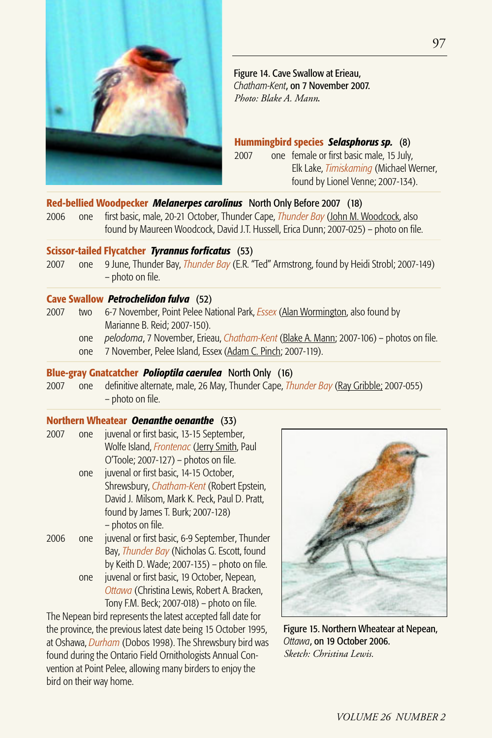Figure 14. Cave Swallow at Erieau, *Chatham-Kent*, on 7 November 2007. *Photo: Blake A. Mann.*

**Hummingbird species** ***Selasphorus sp.*** (8)

2007 one female or first basic male, 15 July, Elk Lake, *Timiskaming* (Michael Werner, found by Lionel Venne; 2007-134).

**Red-bellied Woodpecker** ***Melanerpes carolinus*** North Only Before 2007 (18)

2006 one first basic, male, 20-21 October, Thunder Cape, *Thunder Bay* (John M. Woodcock, also found by Maureen Woodcock, David J.T. Hussell, Erica Dunn; 2007-025) – photo on file.

**Scissor-tailed Flycatcher** ***Tyrannus forficatus*** (53)

2007 one 9 June, Thunder Bay, *Thunder Bay* (E.R. "Ted" Armstrong, found by Heidi Strobl; 2007-149) – photo on file.

**Cave Swallow** ***Petrochelidon fulva*** (52)

2007 two 6-7 November, Point Pelee National Park, *Essex* (Alan Wormington, also found by Marianne B. Reid; 2007-150).

one *pelodoma*, 7 November, Erieau, *Chatham-Kent* (Blake A. Mann; 2007-106) – photos on file.

one 7 November, Pelee Island, Essex (Adam C. Pinch; 2007-119).

**Blue-gray Gnatcatcher** ***Polioptila caerulea*** North Only (16)

2007 one definitive alternate, male, 26 May, Thunder Cape, *Thunder Bay* (Ray Gribble; 2007-055) – photo on file.

**Northern Wheatear** ***Oenanthe oenanthe*** (33)

2007 one juvenal or first basic, 13-15 September, Wolfe Island, *Frontenac* (Jerry Smith, Paul O'Toole; 2007-127) – photos on file.

one juvenal or first basic, 14-15 October, Shrewsbury, *Chatham-Kent* (Robert Epstein, David J. Milsom, Mark K. Peck, Paul D. Pratt, found by James T. Burk; 2007-128) – photos on file.

2006 one juvenal or first basic, 6-9 September, Thunder Bay, *Thunder Bay* (Nicholas G. Escott, found by Keith D. Wade; 2007-135) – photo on file.

one juvenal or first basic, 19 October, Nepean, *Ottawa* (Christina Lewis, Robert A. Bracken, Tony F.M. Beck; 2007-018) – photo on file.

The Nepean bird represents the latest accepted fall date for the province, the previous latest date being 15 October 1995, at Oshawa, *Durham* (Dobos 1998). The Shrewsbury bird was found during the Ontario Field Ornithologists Annual Convention at Point Pelee, allowing many birders to enjoy the bird on their way home.

Figure 15. Northern Wheatear at Nepean, *Ottawa*, on 19 October 2006. *Sketch: Christina Lewis.*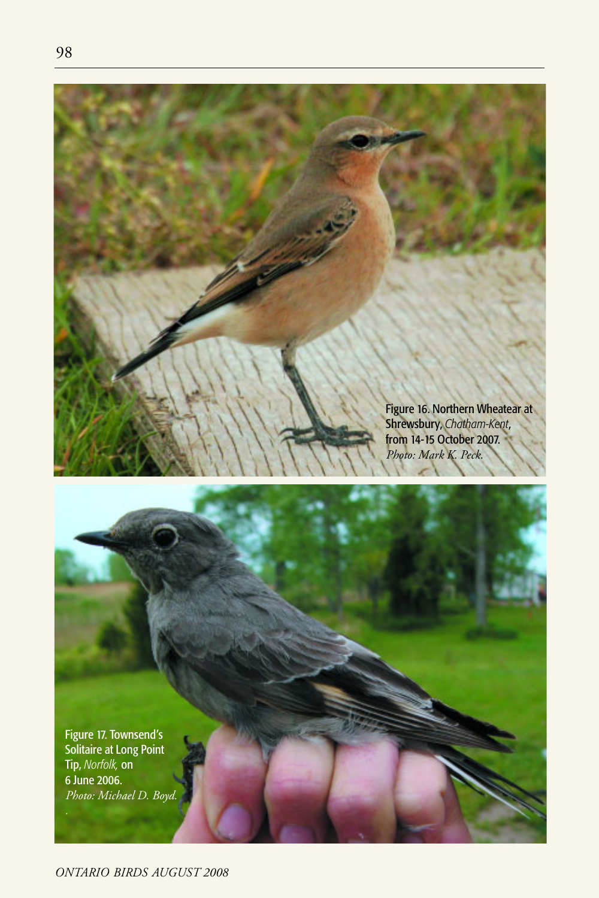Figure 16. Northern Wheatear at Shrewsbury, *Chatham-Kent*, from 14-15 October 2007. *Photo: Mark K. Peck.*

Figure 17. Townsend's Solitaire at Long Point Tip, *Norfolk,* on 6 June 2006. *Photo: Michael D. Boyd.*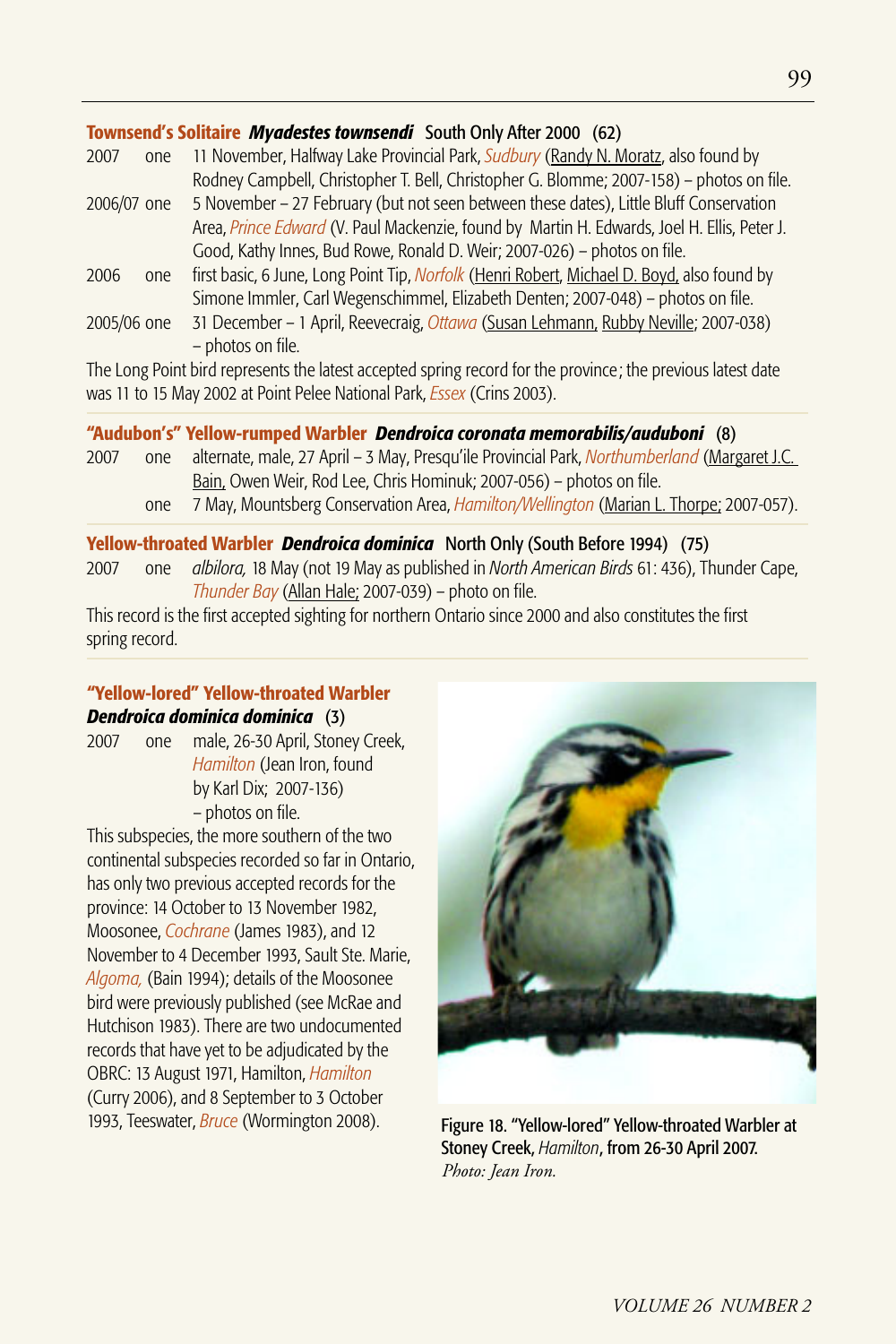**Townsend's Solitaire** ***Myadestes townsendi*** **South Only After 2000 (62)**

2007 one 11 November, Halfway Lake Provincial Park, *Sudbury* (Randy N. Moratz, also found by Rodney Campbell, Christopher T. Bell, Christopher G. Blomme; 2007-158) – photos on file.

2006/07 one 5 November – 27 February (but not seen between these dates), Little Bluff Conservation Area, *Prince Edward* (V. Paul Mackenzie, found by Martin H. Edwards, Joel H. Ellis, Peter J. Good, Kathy Innes, Bud Rowe, Ronald D. Weir; 2007-026) – photos on file.

2006 one first basic, 6 June, Long Point Tip, *Norfolk* (Henri Robert, Michael D. Boyd, also found by Simone Immler, Carl Wegenschimmel, Elizabeth Denten; 2007-048) – photos on file.

2005/06 one 31 December – 1 April, Reevecraig, *Ottawa* (Susan Lehmann, Rubby Neville; 2007-038) – photos on file.

The Long Point bird represents the latest accepted spring record for the province; the previous latest date was 11 to 15 May 2002 at Point Pelee National Park, *Essex* (Crins 2003).

**"Audubon's" Yellow-rumped Warbler** ***Dendroica coronata memorabilis/auduboni*** **(8)**

2007 one alternate, male, 27 April – 3 May, Presqu'ile Provincial Park, *Northumberland* (Margaret J.C. Bain, Owen Weir, Rod Lee, Chris Hominuk; 2007-056) – photos on file.

one 7 May, Mountsberg Conservation Area, *Hamilton/Wellington* (Marian L. Thorpe; 2007-057).

**Yellow-throated Warbler** ***Dendroica dominica*** **North Only (South Before 1994) (75)**

2007 one *albilora,* 18 May (not 19 May as published in *North American Birds* 61: 436), Thunder Cape, *Thunder Bay* (Allan Hale; 2007-039) – photo on file.

This record is the first accepted sighting for northern Ontario since 2000 and also constitutes the first spring record.

**"Yellow-lored" Yellow-throated Warbler** ***Dendroica dominica dominica*** **(3)**

2007 one male, 26-30 April, Stoney Creek, *Hamilton* (Jean Iron, found by Karl Dix; 2007-136) – photos on file.

This subspecies, the more southern of the two continental subspecies recorded so far in Ontario, has only two previous accepted records for the province: 14 October to 13 November 1982, Moosonee, *Cochrane* (James 1983), and 12 November to 4 December 1993, Sault Ste. Marie, *Algoma,* (Bain 1994); details of the Moosonee bird were previously published (see McRae and Hutchison 1983). There are two undocumented records that have yet to be adjudicated by the OBRC: 13 August 1971, Hamilton, *Hamilton* (Curry 2006), and 8 September to 3 October 1993, Teeswater, *Bruce* (Wormington 2008).

Figure 18. "Yellow-lored" Yellow-throated Warbler at Stoney Creek, *Hamilton*, from 26-30 April 2007. *Photo: Jean Iron.*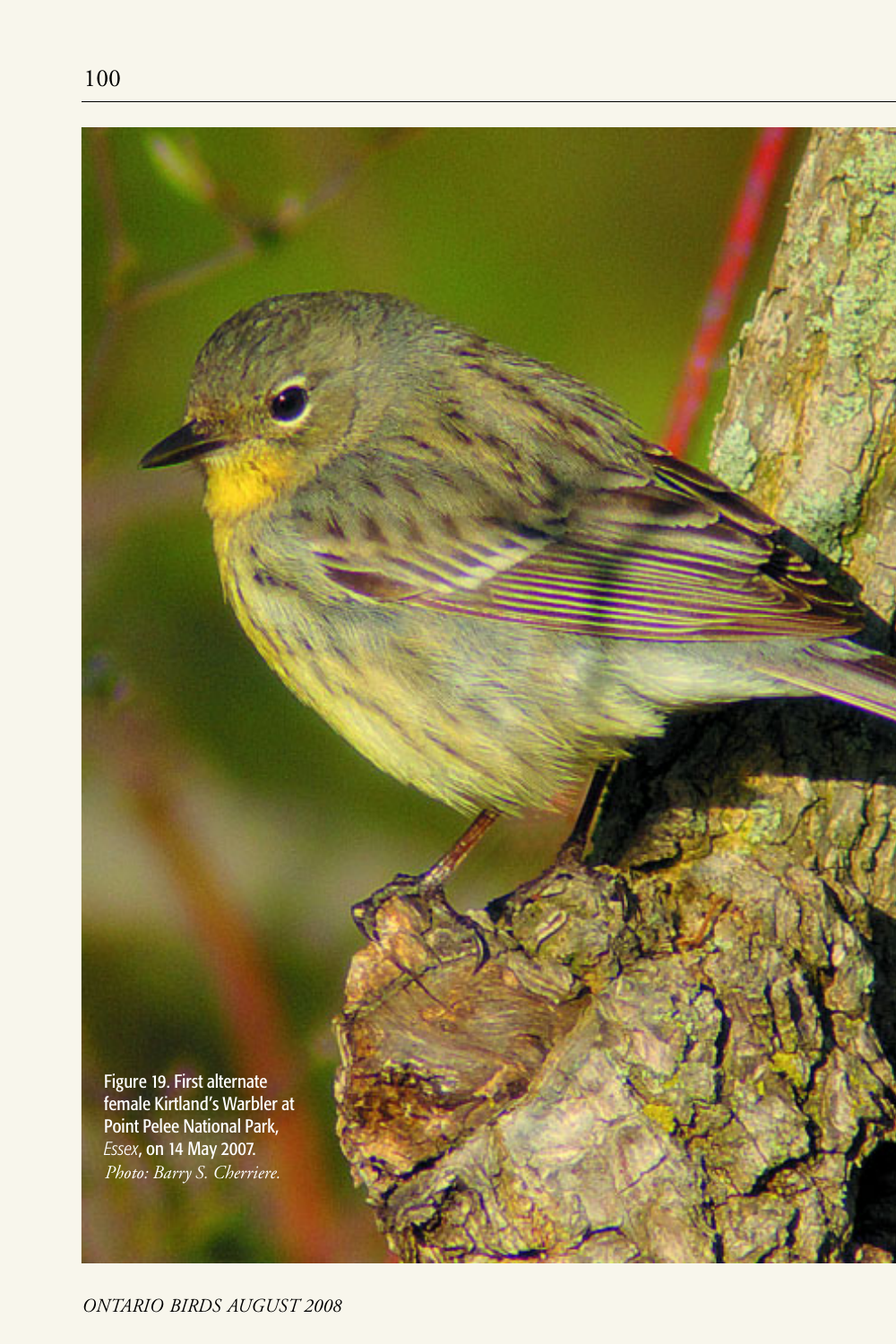Figure 19. First alternate female Kirtland's Warbler at Point Pelee National Park, *Essex*, on 14 May 2007.
*Photo: Barry S. Cherriere.*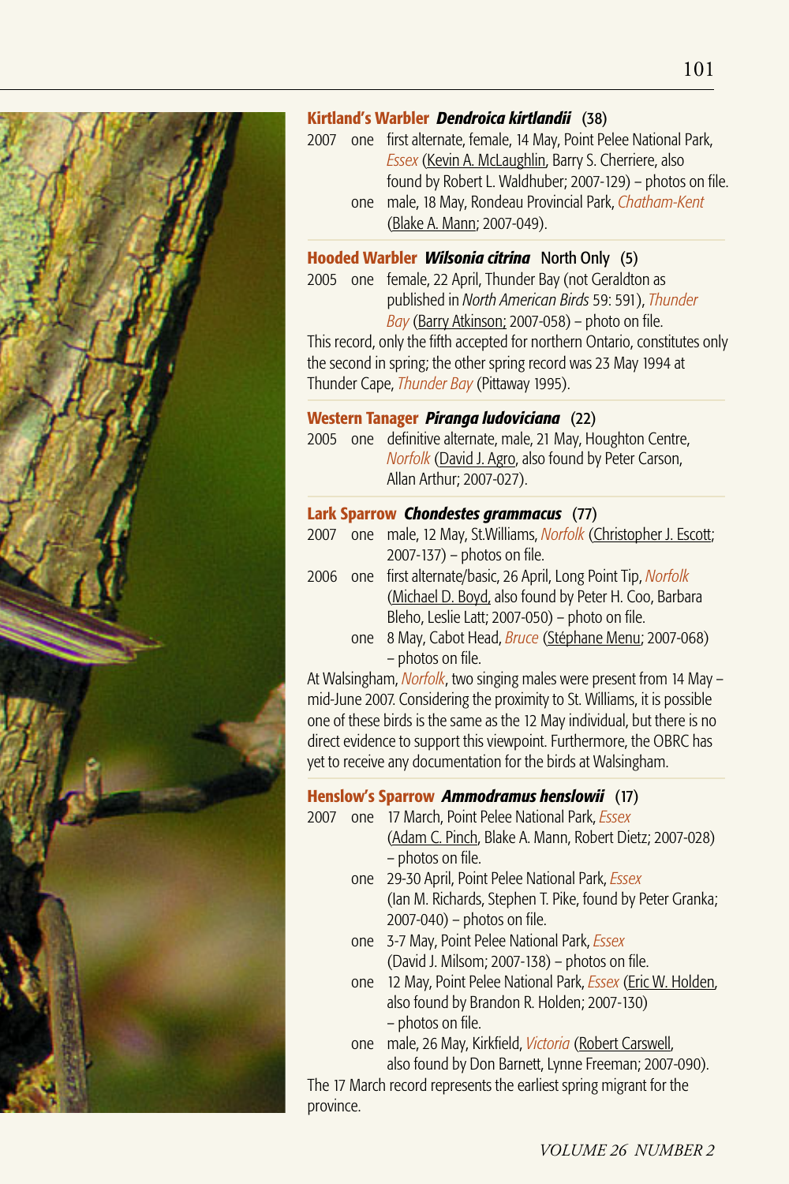**Kirtland's Warbler** ***Dendroica kirtlandii*** (38)

2007 one first alternate, female, 14 May, Point Pelee National Park, *Essex* (Kevin A. McLaughlin, Barry S. Cherriere, also found by Robert L. Waldhuber; 2007-129) – photos on file.

one male, 18 May, Rondeau Provincial Park, *Chatham-Kent* (Blake A. Mann; 2007-049).

**Hooded Warbler** ***Wilsonia citrina*** North Only (5)

2005 one female, 22 April, Thunder Bay (not Geraldton as published in *North American Birds* 59: 591), *Thunder Bay* (Barry Atkinson; 2007-058) – photo on file.

This record, only the fifth accepted for northern Ontario, constitutes only the second in spring; the other spring record was 23 May 1994 at Thunder Cape, *Thunder Bay* (Pittaway 1995).

**Western Tanager** ***Piranga ludoviciana*** (22)

2005 one definitive alternate, male, 21 May, Houghton Centre, *Norfolk* (David J. Agro, also found by Peter Carson, Allan Arthur; 2007-027).

**Lark Sparrow** ***Chondestes grammacus*** (77)

2007 one male, 12 May, St.Williams, *Norfolk* (Christopher J. Escott; 2007-137) – photos on file.

2006 one first alternate/basic, 26 April, Long Point Tip, *Norfolk* (Michael D. Boyd, also found by Peter H. Coo, Barbara Bleho, Leslie Latt; 2007-050) – photo on file.

one 8 May, Cabot Head, *Bruce* (Stéphane Menu; 2007-068) – photos on file.

At Walsingham, *Norfolk*, two singing males were present from 14 May – mid-June 2007. Considering the proximity to St. Williams, it is possible one of these birds is the same as the 12 May individual, but there is no direct evidence to support this viewpoint. Furthermore, the OBRC has yet to receive any documentation for the birds at Walsingham.

**Henslow's Sparrow** ***Ammodramus henslowii*** (17)

2007 one 17 March, Point Pelee National Park, *Essex* (Adam C. Pinch, Blake A. Mann, Robert Dietz; 2007-028) – photos on file.

one 29-30 April, Point Pelee National Park, *Essex* (Ian M. Richards, Stephen T. Pike, found by Peter Granka; 2007-040) – photos on file.

one 3-7 May, Point Pelee National Park, *Essex* (David J. Milsom; 2007-138) – photos on file.

one 12 May, Point Pelee National Park, *Essex* (Eric W. Holden, also found by Brandon R. Holden; 2007-130) – photos on file.

one male, 26 May, Kirkfield, *Victoria* (Robert Carswell, also found by Don Barnett, Lynne Freeman; 2007-090).

The 17 March record represents the earliest spring migrant for the province.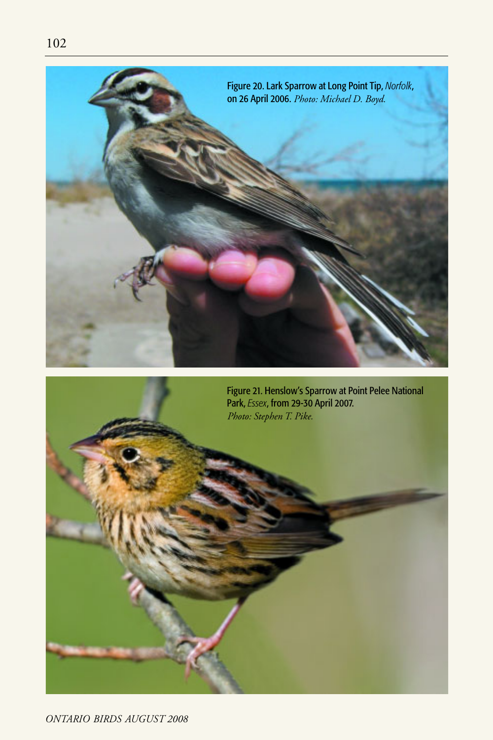Figure 20. Lark Sparrow at Long Point Tip, *Norfolk*, on 26 April 2006. *Photo: Michael D. Boyd.*

Figure 21. Henslow's Sparrow at Point Pelee National Park, *Essex*, from 29-30 April 2007. *Photo: Stephen T. Pike.*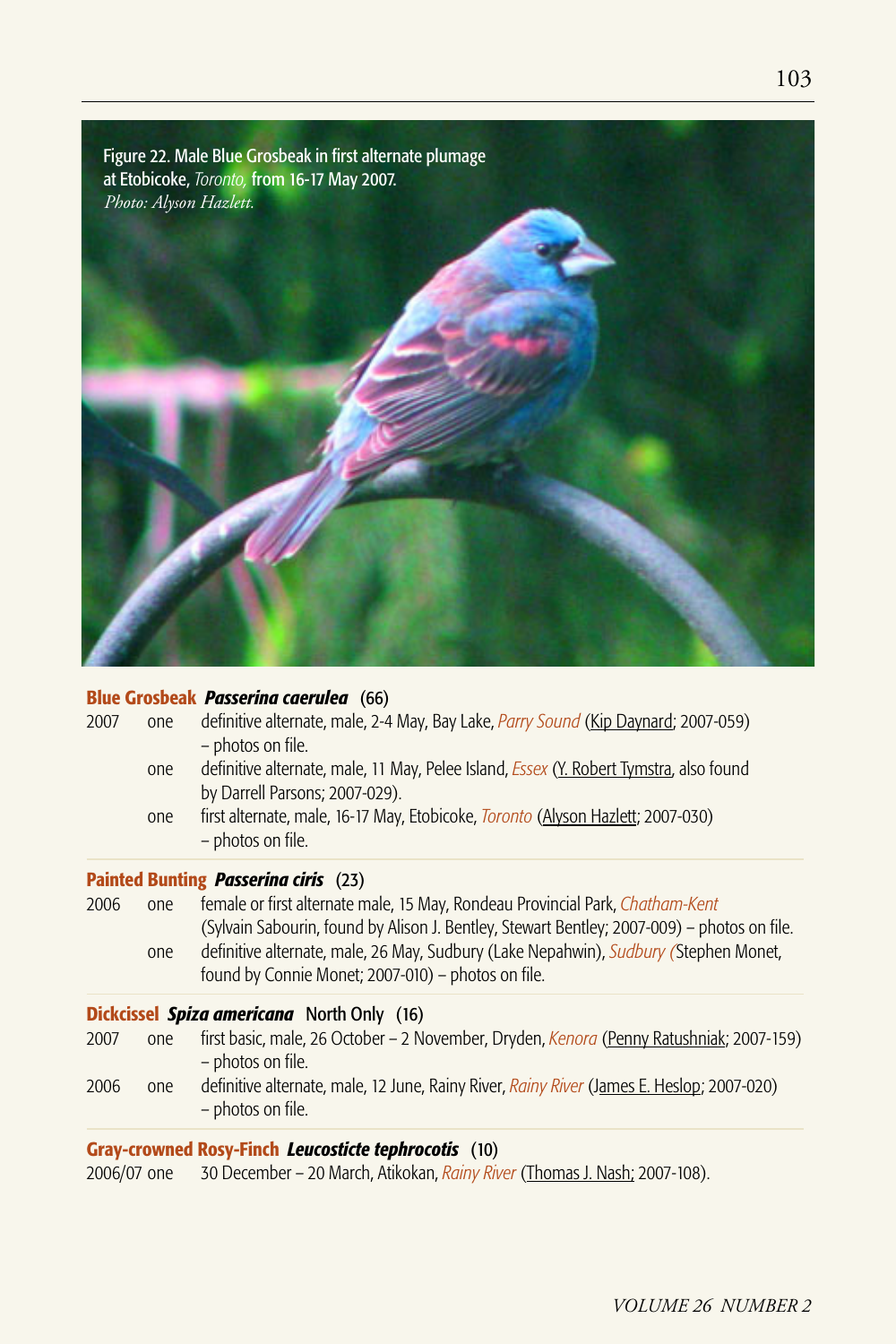Figure 22. Male Blue Grosbeak in first alternate plumage at Etobicoke, *Toronto,* from 16-17 May 2007.
*Photo: Alyson Hazlett.*

**Blue Grosbeak *Passerina caerulea*** (66)

2007 one definitive alternate, male, 2-4 May, Bay Lake, *Parry Sound* (Kip Daynard; 2007-059) – photos on file.

one definitive alternate, male, 11 May, Pelee Island, *Essex* (Y. Robert Tymstra, also found by Darrell Parsons; 2007-029).

one first alternate, male, 16-17 May, Etobicoke, *Toronto* (Alyson Hazlett; 2007-030) – photos on file.

**Painted Bunting *Passerina ciris*** (23)

2006 one female or first alternate male, 15 May, Rondeau Provincial Park, *Chatham-Kent* (Sylvain Sabourin, found by Alison J. Bentley, Stewart Bentley; 2007-009) – photos on file.

one definitive alternate, male, 26 May, Sudbury (Lake Nepahwin), *Sudbury* (Stephen Monet, found by Connie Monet; 2007-010) – photos on file.

**Dickcissel *Spiza americana*** North Only (16)

2007 one first basic, male, 26 October – 2 November, Dryden, *Kenora* (Penny Ratushniak; 2007-159) – photos on file.

2006 one definitive alternate, male, 12 June, Rainy River, *Rainy River* (James E. Heslop; 2007-020) – photos on file.

**Gray-crowned Rosy-Finch *Leucosticte tephrocotis*** (10)

2006/07 one 30 December – 20 March, Atikokan, *Rainy River* (Thomas J. Nash; 2007-108).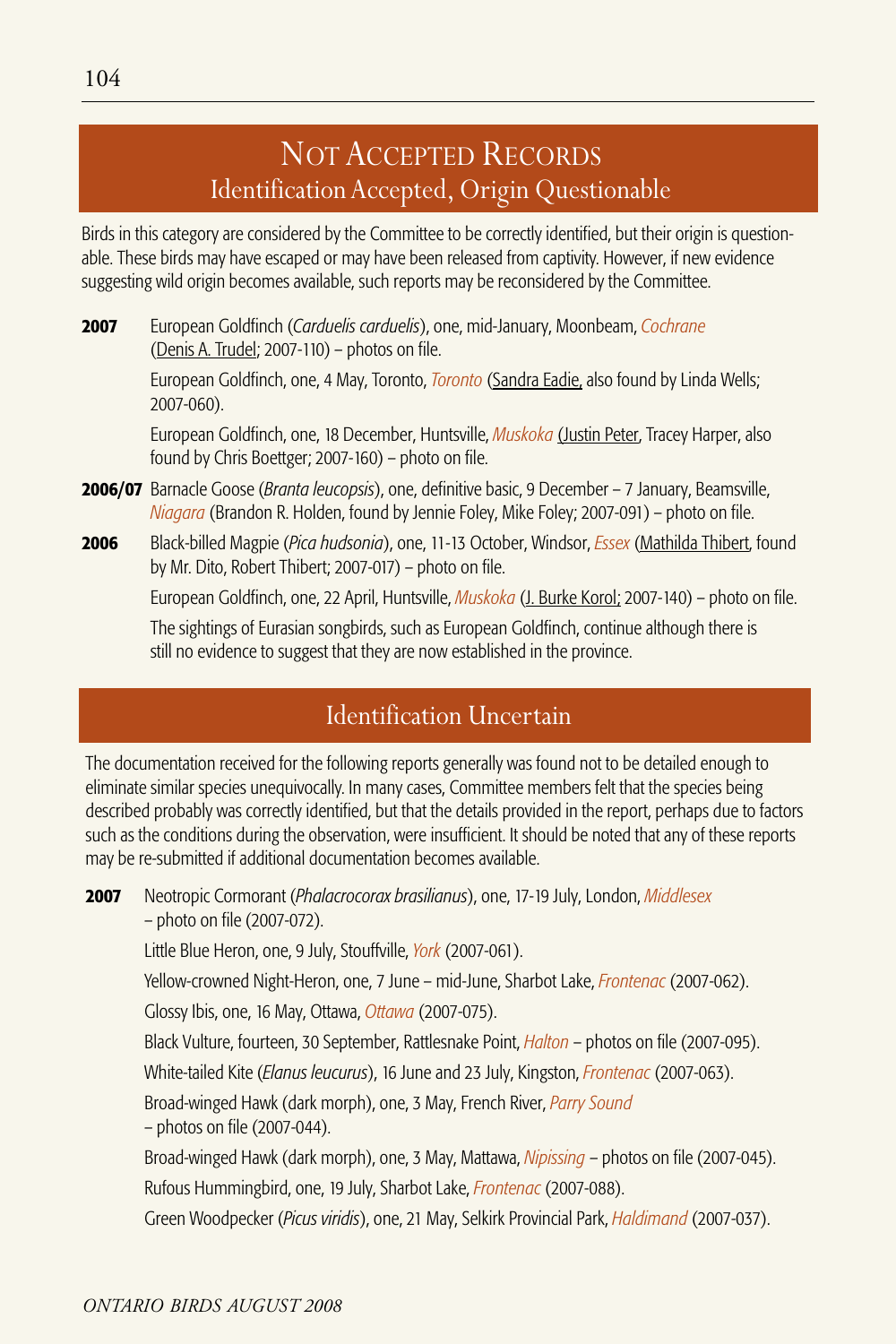# Not Accepted Records

## Identification Accepted, Origin Questionable

Birds in this category are considered by the Committee to be correctly identified, but their origin is questionable. These birds may have escaped or may have been released from captivity. However, if new evidence suggesting wild origin becomes available, such reports may be reconsidered by the Committee.

**2007** European Goldfinch (*Carduelis carduelis*), one, mid-January, Moonbeam, *Cochrane* (Denis A. Trudel; 2007-110) – photos on file.

European Goldfinch, one, 4 May, Toronto, *Toronto* (Sandra Eadie, also found by Linda Wells; 2007-060).

European Goldfinch, one, 18 December, Huntsville, *Muskoka* (Justin Peter, Tracey Harper, also found by Chris Boettger; 2007-160) – photo on file.

**2006/07** Barnacle Goose (*Branta leucopsis*), one, definitive basic, 9 December – 7 January, Beamsville, *Niagara* (Brandon R. Holden, found by Jennie Foley, Mike Foley; 2007-091) – photo on file.

**2006** Black-billed Magpie (*Pica hudsonia*), one, 11-13 October, Windsor, *Essex* (Mathilda Thibert, found by Mr. Dito, Robert Thibert; 2007-017) – photo on file.

European Goldfinch, one, 22 April, Huntsville, *Muskoka* (J. Burke Korol; 2007-140) – photo on file.

The sightings of Eurasian songbirds, such as European Goldfinch, continue although there is still no evidence to suggest that they are now established in the province.

## Identification Uncertain

The documentation received for the following reports generally was found not to be detailed enough to eliminate similar species unequivocally. In many cases, Committee members felt that the species being described probably was correctly identified, but that the details provided in the report, perhaps due to factors such as the conditions during the observation, were insufficient. It should be noted that any of these reports may be re-submitted if additional documentation becomes available.

**2007** Neotropic Cormorant (*Phalacrocorax brasilianus*), one, 17-19 July, London, *Middlesex* – photo on file (2007-072).

Little Blue Heron, one, 9 July, Stouffville, *York* (2007-061).

Yellow-crowned Night-Heron, one, 7 June – mid-June, Sharbot Lake, *Frontenac* (2007-062).

Glossy Ibis, one, 16 May, Ottawa, *Ottawa* (2007-075).

Black Vulture, fourteen, 30 September, Rattlesnake Point, *Halton* – photos on file (2007-095).

White-tailed Kite (*Elanus leucurus*), 16 June and 23 July, Kingston, *Frontenac* (2007-063).

Broad-winged Hawk (dark morph), one, 3 May, French River, *Parry Sound* – photos on file (2007-044).

Broad-winged Hawk (dark morph), one, 3 May, Mattawa, *Nipissing* – photos on file (2007-045).

Rufous Hummingbird, one, 19 July, Sharbot Lake, *Frontenac* (2007-088).

Green Woodpecker (*Picus viridis*), one, 21 May, Selkirk Provincial Park, *Haldimand* (2007-037).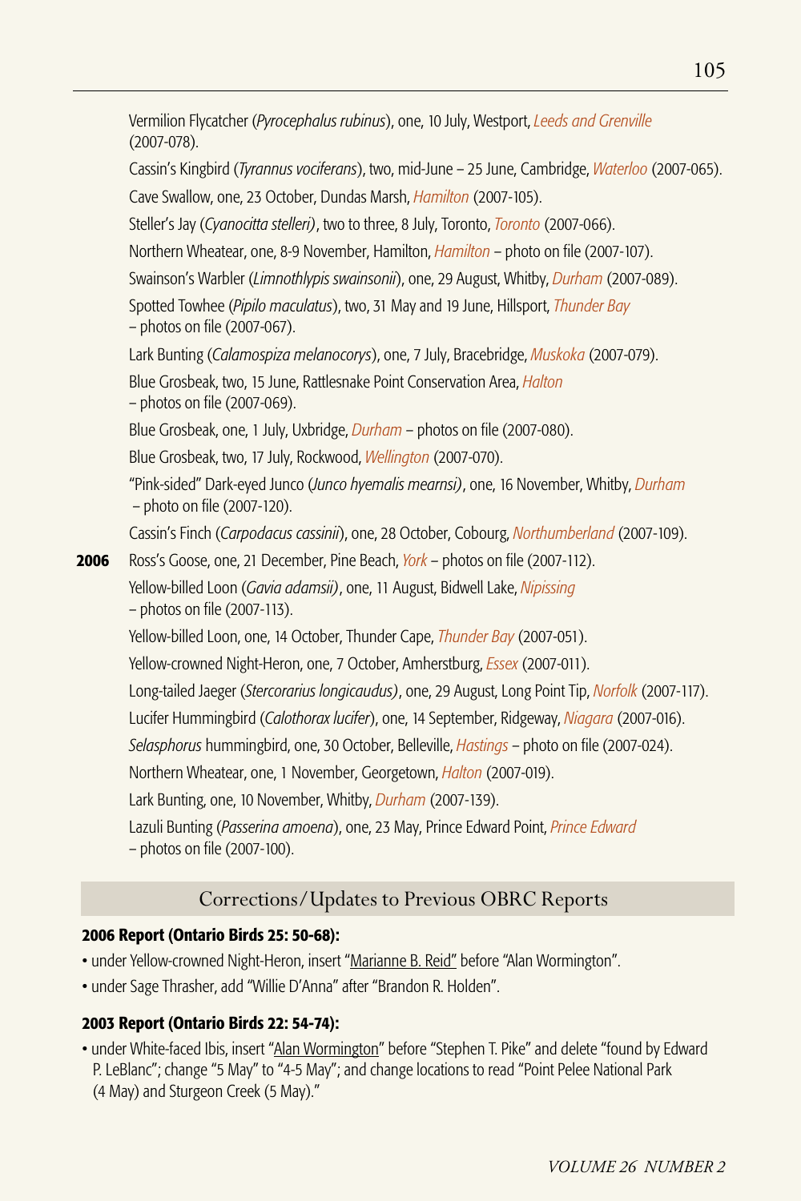Vermilion Flycatcher (*Pyrocephalus rubinus*), one, 10 July, Westport, *Leeds and Grenville* (2007-078).

Cassin's Kingbird (*Tyrannus vociferans*), two, mid-June – 25 June, Cambridge, *Waterloo* (2007-065).

Cave Swallow, one, 23 October, Dundas Marsh, *Hamilton* (2007-105).

Steller's Jay (*Cyanocitta stelleri)*, two to three, 8 July, Toronto, *Toronto* (2007-066).

Northern Wheatear, one, 8-9 November, Hamilton, *Hamilton* – photo on file (2007-107).

Swainson's Warbler (*Limnothlypis swainsonii*), one, 29 August, Whitby, *Durham* (2007-089).

Spotted Towhee (*Pipilo maculatus*), two, 31 May and 19 June, Hillsport, *Thunder Bay* – photos on file (2007-067).

Lark Bunting (*Calamospiza melanocorys*), one, 7 July, Bracebridge, *Muskoka* (2007-079).

Blue Grosbeak, two, 15 June, Rattlesnake Point Conservation Area, *Halton* – photos on file (2007-069).

Blue Grosbeak, one, 1 July, Uxbridge, *Durham* – photos on file (2007-080).

Blue Grosbeak, two, 17 July, Rockwood, *Wellington* (2007-070).

"Pink-sided" Dark-eyed Junco (*Junco hyemalis mearnsi)*, one, 16 November, Whitby, *Durham* – photo on file (2007-120).

Cassin's Finch (*Carpodacus cassinii*), one, 28 October, Cobourg, *Northumberland* (2007-109).

**2006** Ross's Goose, one, 21 December, Pine Beach, *York* – photos on file (2007-112).

Yellow-billed Loon (*Gavia adamsii)*, one, 11 August, Bidwell Lake, *Nipissing* – photos on file (2007-113).

Yellow-billed Loon, one, 14 October, Thunder Cape, *Thunder Bay* (2007-051).

Yellow-crowned Night-Heron, one, 7 October, Amherstburg, *Essex* (2007-011).

Long-tailed Jaeger (*Stercorarius longicaudus)*, one, 29 August, Long Point Tip, *Norfolk* (2007-117).

Lucifer Hummingbird (*Calothorax lucifer*), one, 14 September, Ridgeway, *Niagara* (2007-016).

*Selasphorus* hummingbird, one, 30 October, Belleville, *Hastings* – photo on file (2007-024).

Northern Wheatear, one, 1 November, Georgetown, *Halton* (2007-019).

Lark Bunting, one, 10 November, Whitby, *Durham* (2007-139).

Lazuli Bunting (*Passerina amoena*), one, 23 May, Prince Edward Point, *Prince Edward* – photos on file (2007-100).

## Corrections/Updates to Previous OBRC Reports

**2006 Report (Ontario Birds 25: 50-68):**

- under Yellow-crowned Night-Heron, insert "Marianne B. Reid" before "Alan Wormington".
- under Sage Thrasher, add "Willie D'Anna" after "Brandon R. Holden".

**2003 Report (Ontario Birds 22: 54-74):**

- under White-faced Ibis, insert "Alan Wormington" before "Stephen T. Pike" and delete "found by Edward P. LeBlanc"; change "5 May" to "4-5 May"; and change locations to read "Point Pelee National Park (4 May) and Sturgeon Creek (5 May)."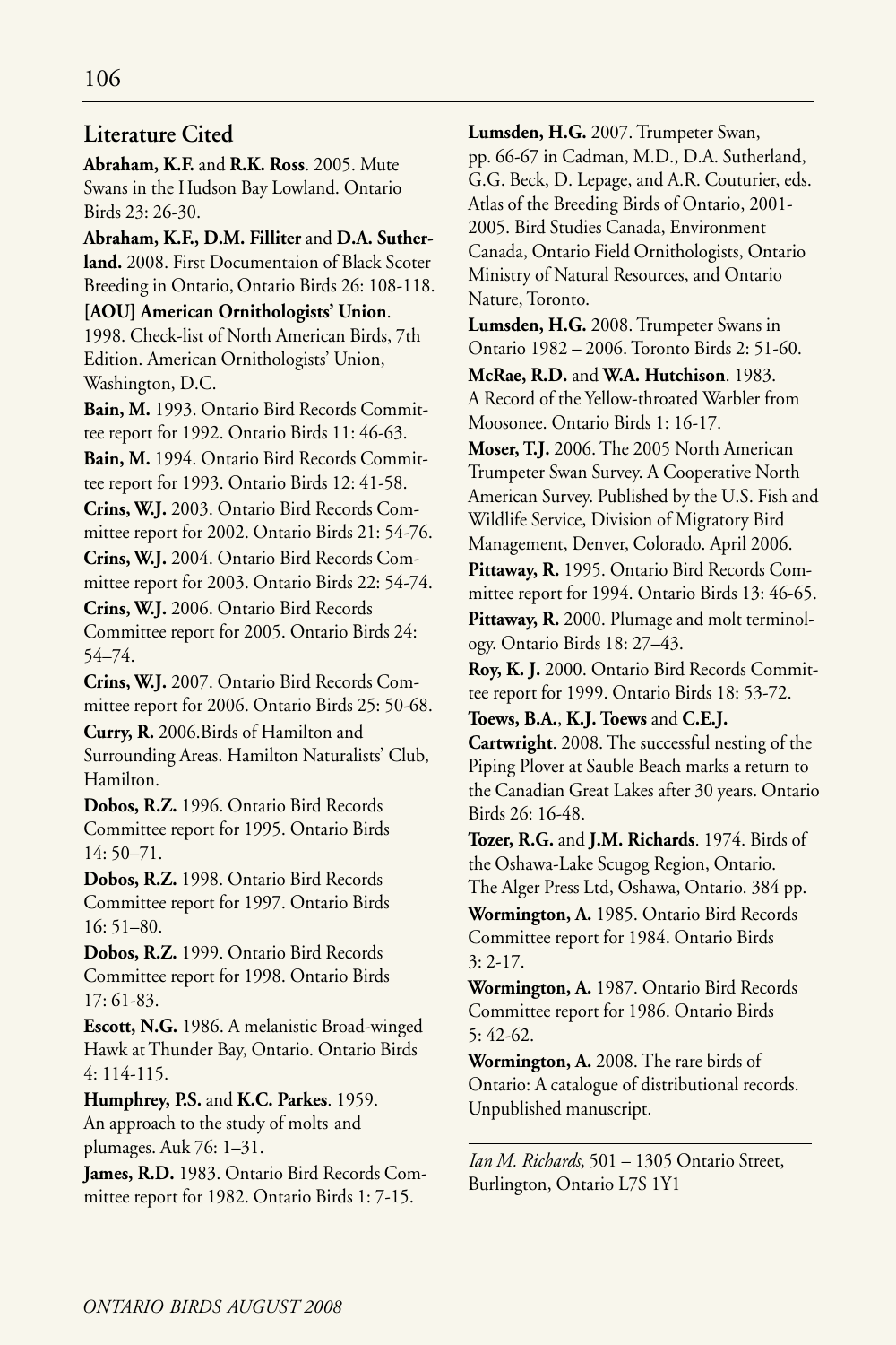## Literature Cited

**Abraham, K.F.** and **R.K. Ross**. 2005. Mute Swans in the Hudson Bay Lowland. Ontario Birds 23: 26-30.

**Abraham, K.F., D.M. Filliter** and **D.A. Sutherland.** 2008. First Documentaion of Black Scoter Breeding in Ontario, Ontario Birds 26: 108-118.

**[AOU] American Ornithologists' Union**. 1998. Check-list of North American Birds, 7th Edition. American Ornithologists' Union, Washington, D.C.

**Bain, M.** 1993. Ontario Bird Records Committee report for 1992. Ontario Birds 11: 46-63.

**Bain, M.** 1994. Ontario Bird Records Committee report for 1993. Ontario Birds 12: 41-58.

**Crins, W.J.** 2003. Ontario Bird Records Committee report for 2002. Ontario Birds 21: 54-76.

**Crins, W.J.** 2004. Ontario Bird Records Committee report for 2003. Ontario Birds 22: 54-74.

**Crins, W.J.** 2006. Ontario Bird Records Committee report for 2005. Ontario Birds 24: 54–74.

**Crins, W.J.** 2007. Ontario Bird Records Committee report for 2006. Ontario Birds 25: 50-68.

**Curry, R.** 2006.Birds of Hamilton and Surrounding Areas. Hamilton Naturalists' Club, Hamilton.

**Dobos, R.Z.** 1996. Ontario Bird Records Committee report for 1995. Ontario Birds 14: 50–71.

**Dobos, R.Z.** 1998. Ontario Bird Records Committee report for 1997. Ontario Birds 16: 51–80.

**Dobos, R.Z.** 1999. Ontario Bird Records Committee report for 1998. Ontario Birds 17: 61-83.

**Escott, N.G.** 1986. A melanistic Broad-winged Hawk at Thunder Bay, Ontario. Ontario Birds 4: 114-115.

**Humphrey, P.S.** and **K.C. Parkes**. 1959. An approach to the study of molts and plumages. Auk 76: 1–31.

**James, R.D.** 1983. Ontario Bird Records Committee report for 1982. Ontario Birds 1: 7-15.

**Lumsden, H.G.** 2007. Trumpeter Swan, pp. 66-67 in Cadman, M.D., D.A. Sutherland, G.G. Beck, D. Lepage, and A.R. Couturier, eds. Atlas of the Breeding Birds of Ontario, 2001-2005. Bird Studies Canada, Environment Canada, Ontario Field Ornithologists, Ontario Ministry of Natural Resources, and Ontario Nature, Toronto.

**Lumsden, H.G.** 2008. Trumpeter Swans in Ontario 1982 – 2006. Toronto Birds 2: 51-60.

**McRae, R.D.** and **W.A. Hutchison**. 1983. A Record of the Yellow-throated Warbler from Moosonee. Ontario Birds 1: 16-17.

**Moser, T.J.** 2006. The 2005 North American Trumpeter Swan Survey. A Cooperative North American Survey. Published by the U.S. Fish and Wildlife Service, Division of Migratory Bird Management, Denver, Colorado. April 2006.

**Pittaway, R.** 1995. Ontario Bird Records Committee report for 1994. Ontario Birds 13: 46-65.

**Pittaway, R.** 2000. Plumage and molt terminology. Ontario Birds 18: 27–43.

**Roy, K. J.** 2000. Ontario Bird Records Committee report for 1999. Ontario Birds 18: 53-72.

**Toews, B.A.**, **K.J. Toews** and **C.E.J. Cartwright**. 2008. The successful nesting of the Piping Plover at Sauble Beach marks a return to the Canadian Great Lakes after 30 years. Ontario Birds 26: 16-48.

**Tozer, R.G.** and **J.M. Richards**. 1974. Birds of the Oshawa-Lake Scugog Region, Ontario. The Alger Press Ltd, Oshawa, Ontario. 384 pp.

**Wormington, A.** 1985. Ontario Bird Records Committee report for 1984. Ontario Birds 3: 2-17.

**Wormington, A.** 1987. Ontario Bird Records Committee report for 1986. Ontario Birds 5: 42-62.

**Wormington, A.** 2008. The rare birds of Ontario: A catalogue of distributional records. Unpublished manuscript.

---

*Ian M. Richards*, 501 – 1305 Ontario Street, Burlington, Ontario L7S 1Y1